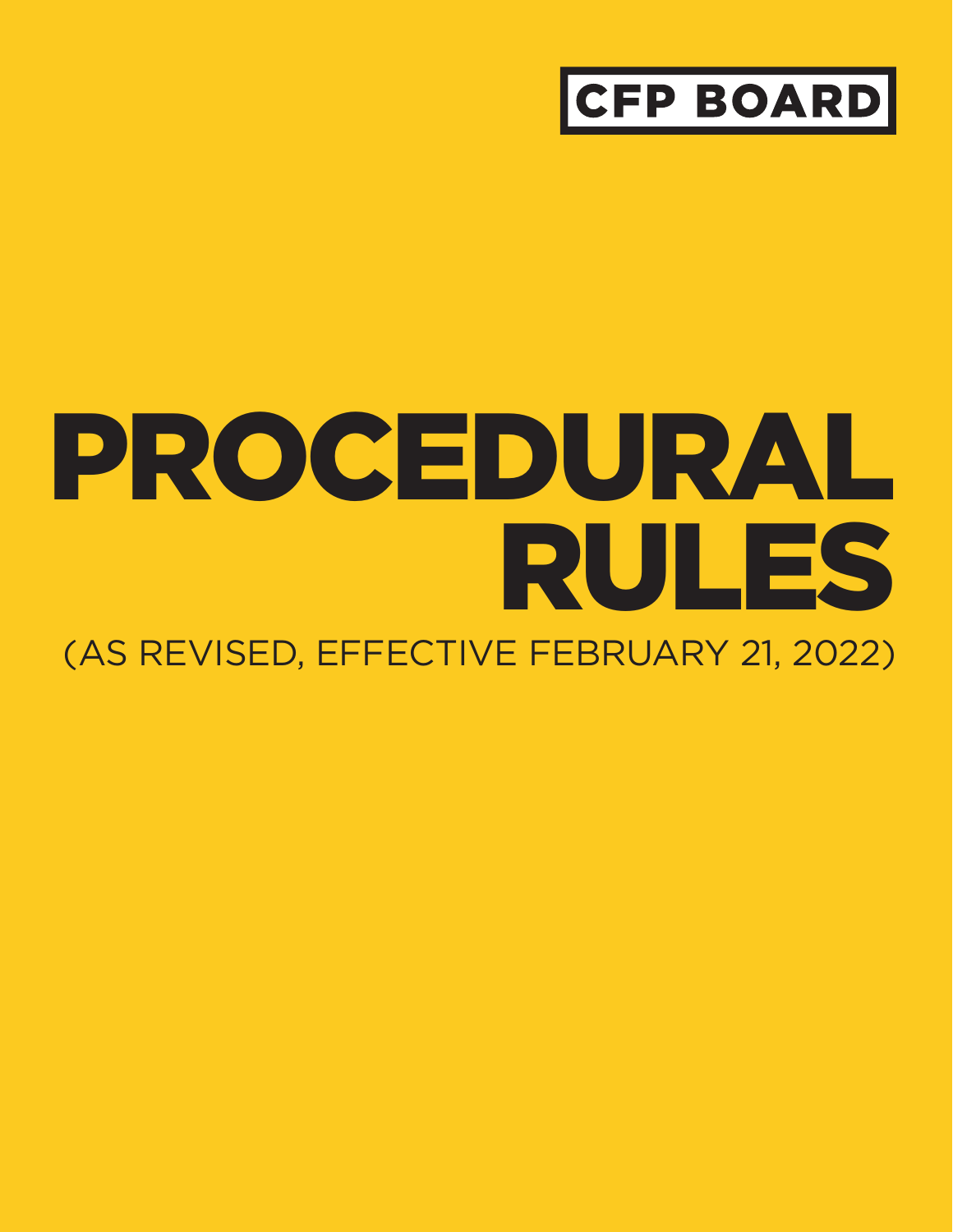CFP BOARD

# PROCEDURAL RULES

(AS REVISED, EFFECTIVE FEBRUARY 21, 2022)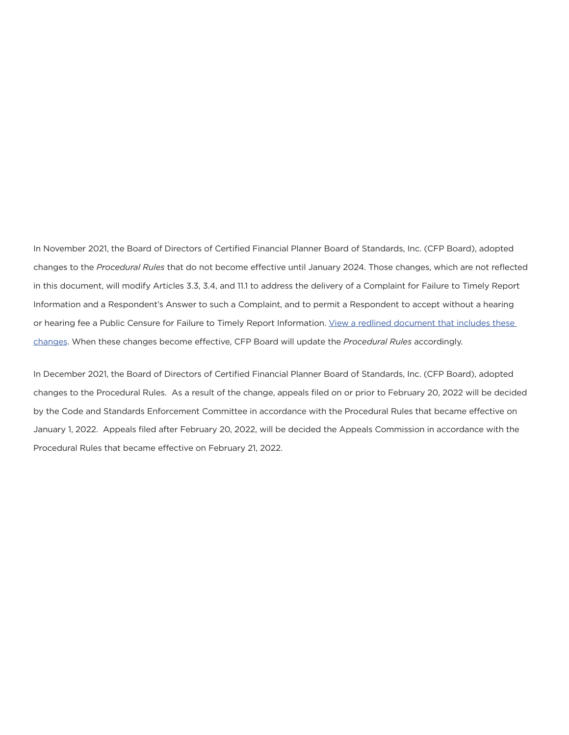In November 2021, the Board of Directors of Certified Financial Planner Board of Standards, Inc. (CFP Board), adopted changes to the *Procedural Rules* that do not become effective until January 2024. Those changes, which are not reflected in this document, will modify Articles 3.3, 3.4, and 11.1 to address the delivery of a Complaint for Failure to Timely Report Information and a Respondent's Answer to such a Complaint, and to permit a Respondent to accept without a hearing or hearing fee a Public Censure for Failure to Timely Report Information. View a redlined document that includes these changes. When these changes become effective, CFP Board will update the *Procedural Rules* accordingly.

In December 2021, the Board of Directors of Certified Financial Planner Board of Standards, Inc. (CFP Board), adopted changes to the Procedural Rules. As a result of the change, appeals filed on or prior to February 20, 2022 will be decided by the Code and Standards Enforcement Committee in accordance with the Procedural Rules that became effective on January 1, 2022. Appeals filed after February 20, 2022, will be decided the Appeals Commission in accordance with the Procedural Rules that became effective on February 21, 2022.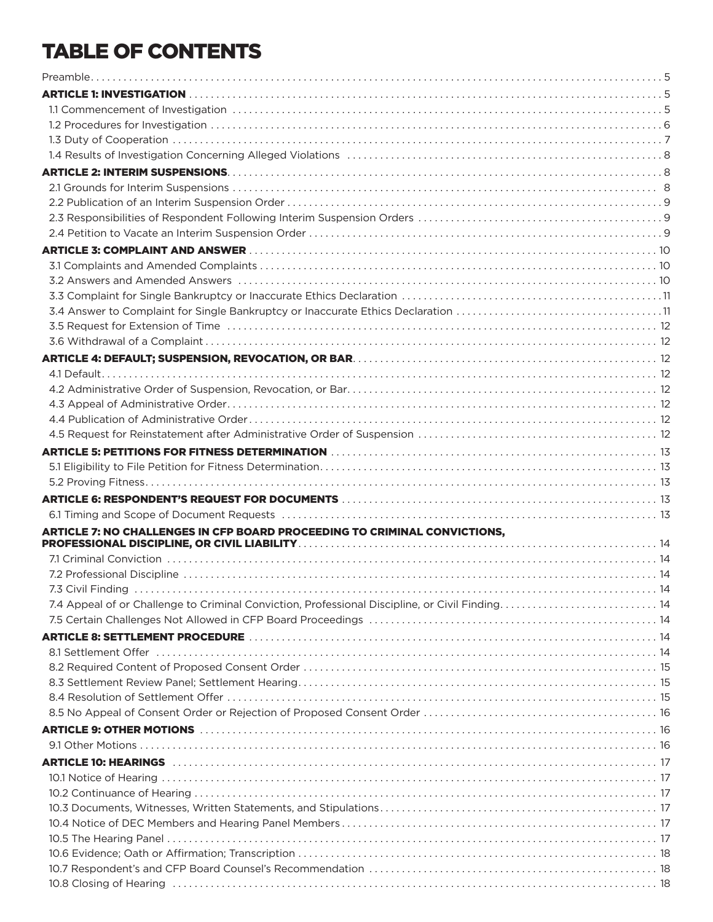# TABLE OF CONTENTS

Preamble . . . . . . . . . . 5

**ARTICLE 1: INVESTIGATION** . . . . . . . . . . 5

- 1.1 Commencement of Investigation . . . . . . . . . . 5
- 1.2 Procedures for Investigation . . . . . . . . . . 6
- 1.3 Duty of Cooperation . . . . . . . . . . 7
- 1.4 Results of Investigation Concerning Alleged Violations . . . . . . . . . . 8

**ARTICLE 2: INTERIM SUSPENSIONS** . . . . . . . . . . 8

- 2.1 Grounds for Interim Suspensions . . . . . . . . . . 8
- 2.2 Publication of an Interim Suspension Order . . . . . . . . . . 9
- 2.3 Responsibilities of Respondent Following Interim Suspension Orders . . . . . . . . . . 9
- 2.4 Petition to Vacate an Interim Suspension Order . . . . . . . . . . 9

**ARTICLE 3: COMPLAINT AND ANSWER** . . . . . . . . . . 10

- 3.1 Complaints and Amended Complaints . . . . . . . . . . 10
- 3.2 Answers and Amended Answers . . . . . . . . . . 10
- 3.3 Complaint for Single Bankruptcy or Inaccurate Ethics Declaration . . . . . . . . . . 11
- 3.4 Answer to Complaint for Single Bankruptcy or Inaccurate Ethics Declaration . . . . . . . . . . 11
- 3.5 Request for Extension of Time . . . . . . . . . . 12
- 3.6 Withdrawal of a Complaint . . . . . . . . . . 12

**ARTICLE 4: DEFAULT; SUSPENSION, REVOCATION, OR BAR** . . . . . . . . . . 12

- 4.1 Default . . . . . . . . . . 12
- 4.2 Administrative Order of Suspension, Revocation, or Bar . . . . . . . . . . 12
- 4.3 Appeal of Administrative Order . . . . . . . . . . 12
- 4.4 Publication of Administrative Order . . . . . . . . . . 12
- 4.5 Request for Reinstatement after Administrative Order of Suspension . . . . . . . . . . 12

**ARTICLE 5: PETITIONS FOR FITNESS DETERMINATION** . . . . . . . . . . 13

- 5.1 Eligibility to File Petition for Fitness Determination . . . . . . . . . . 13
- 5.2 Proving Fitness . . . . . . . . . . 13

**ARTICLE 6: RESPONDENT'S REQUEST FOR DOCUMENTS** . . . . . . . . . . 13

- 6.1 Timing and Scope of Document Requests . . . . . . . . . . 13

**ARTICLE 7: NO CHALLENGES IN CFP BOARD PROCEEDING TO CRIMINAL CONVICTIONS, PROFESSIONAL DISCIPLINE, OR CIVIL LIABILITY** . . . . . . . . . . 14

- 7.1 Criminal Conviction . . . . . . . . . . 14
- 7.2 Professional Discipline . . . . . . . . . . 14
- 7.3 Civil Finding . . . . . . . . . . 14
- 7.4 Appeal of or Challenge to Criminal Conviction, Professional Discipline, or Civil Finding . . . . . . . . . . 14
- 7.5 Certain Challenges Not Allowed in CFP Board Proceedings . . . . . . . . . . 14

**ARTICLE 8: SETTLEMENT PROCEDURE** . . . . . . . . . . 14

- 8.1 Settlement Offer . . . . . . . . . . 14
- 8.2 Required Content of Proposed Consent Order . . . . . . . . . . 15
- 8.3 Settlement Review Panel; Settlement Hearing . . . . . . . . . . 15
- 8.4 Resolution of Settlement Offer . . . . . . . . . . 15
- 8.5 No Appeal of Consent Order or Rejection of Proposed Consent Order . . . . . . . . . . 16

**ARTICLE 9: OTHER MOTIONS** . . . . . . . . . . 16

- 9.1 Other Motions . . . . . . . . . . 16

**ARTICLE 10: HEARINGS** . . . . . . . . . . 17

- 10.1 Notice of Hearing . . . . . . . . . . 17
- 10.2 Continuance of Hearing . . . . . . . . . . 17
- 10.3 Documents, Witnesses, Written Statements, and Stipulations . . . . . . . . . . 17
- 10.4 Notice of DEC Members and Hearing Panel Members . . . . . . . . . . 17
- 10.5 The Hearing Panel . . . . . . . . . . 17
- 10.6 Evidence; Oath or Affirmation; Transcription . . . . . . . . . . 18
- 10.7 Respondent's and CFP Board Counsel's Recommendation . . . . . . . . . . 18
- 10.8 Closing of Hearing . . . . . . . . . . 18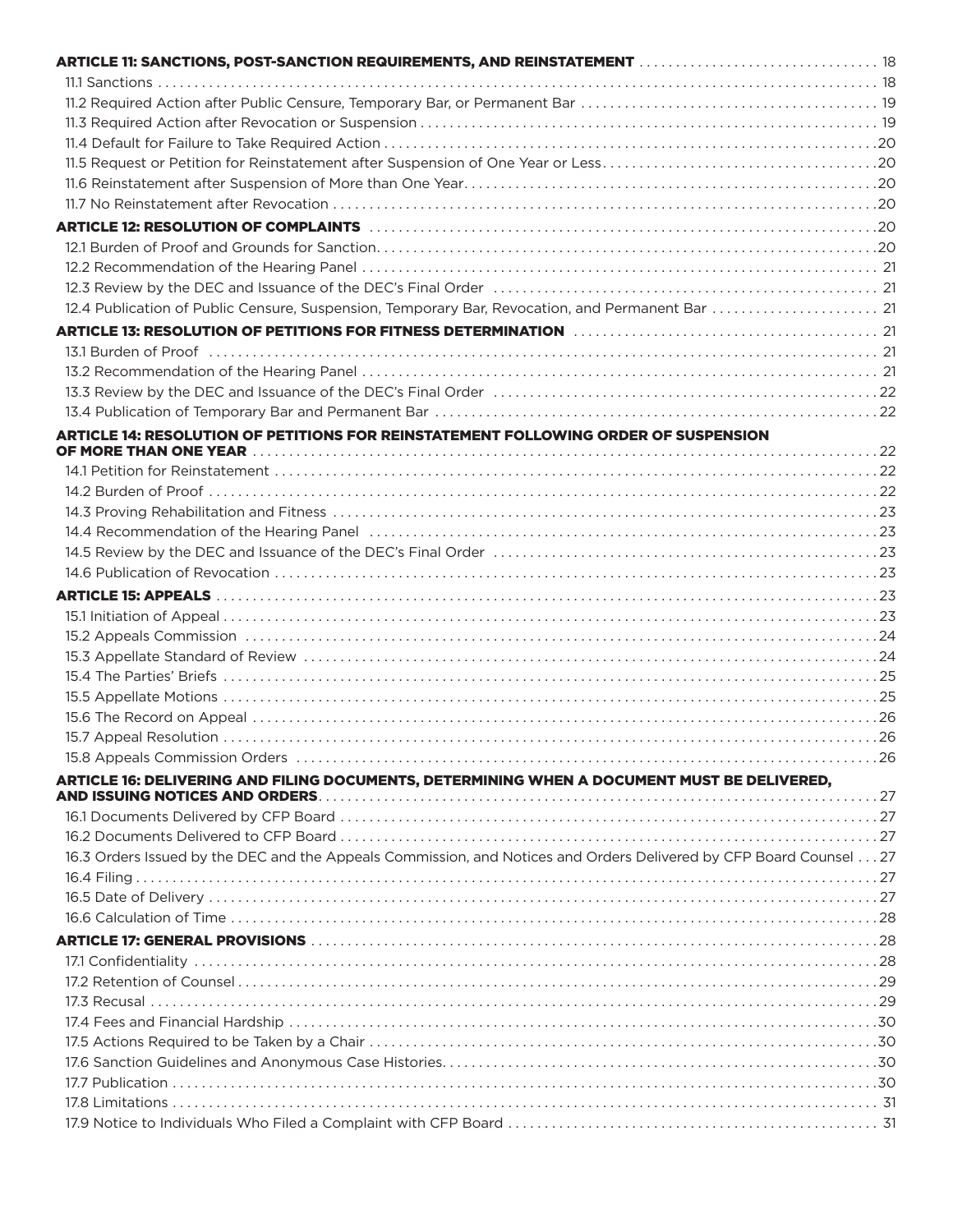**ARTICLE 11: SANCTIONS, POST-SANCTION REQUIREMENTS, AND REINSTATEMENT** . . . . . . . . . . . . . . . . 18

11.1 Sanctions . . . . . . . . . . . . . . . . 18

11.2 Required Action after Public Censure, Temporary Bar, or Permanent Bar . . . . . . . . . . . . . . . . 19

11.3 Required Action after Revocation or Suspension . . . . . . . . . . . . . . . . 19

11.4 Default for Failure to Take Required Action . . . . . . . . . . . . . . . . 20

11.5 Request or Petition for Reinstatement after Suspension of One Year or Less . . . . . . . . . . . . . . . . 20

11.6 Reinstatement after Suspension of More than One Year . . . . . . . . . . . . . . . . 20

11.7 No Reinstatement after Revocation . . . . . . . . . . . . . . . . 20

**ARTICLE 12: RESOLUTION OF COMPLAINTS** . . . . . . . . . . . . . . . . 20

12.1 Burden of Proof and Grounds for Sanction . . . . . . . . . . . . . . . . 20

12.2 Recommendation of the Hearing Panel . . . . . . . . . . . . . . . . 21

12.3 Review by the DEC and Issuance of the DEC's Final Order . . . . . . . . . . . . . . . . 21

12.4 Publication of Public Censure, Suspension, Temporary Bar, Revocation, and Permanent Bar . . . . . . . . . . . . . . . . 21

**ARTICLE 13: RESOLUTION OF PETITIONS FOR FITNESS DETERMINATION** . . . . . . . . . . . . . . . . 21

13.1 Burden of Proof . . . . . . . . . . . . . . . . 21

13.2 Recommendation of the Hearing Panel . . . . . . . . . . . . . . . . 21

13.3 Review by the DEC and Issuance of the DEC's Final Order . . . . . . . . . . . . . . . . 22

13.4 Publication of Temporary Bar and Permanent Bar . . . . . . . . . . . . . . . . 22

**ARTICLE 14: RESOLUTION OF PETITIONS FOR REINSTATEMENT FOLLOWING ORDER OF SUSPENSION OF MORE THAN ONE YEAR** . . . . . . . . . . . . . . . . 22

14.1 Petition for Reinstatement . . . . . . . . . . . . . . . . 22

14.2 Burden of Proof . . . . . . . . . . . . . . . . 22

14.3 Proving Rehabilitation and Fitness . . . . . . . . . . . . . . . . 23

14.4 Recommendation of the Hearing Panel . . . . . . . . . . . . . . . . 23

14.5 Review by the DEC and Issuance of the DEC's Final Order . . . . . . . . . . . . . . . . 23

14.6 Publication of Revocation . . . . . . . . . . . . . . . . 23

**ARTICLE 15: APPEALS** . . . . . . . . . . . . . . . . 23

15.1 Initiation of Appeal . . . . . . . . . . . . . . . . 23

15.2 Appeals Commission . . . . . . . . . . . . . . . . 24

15.3 Appellate Standard of Review . . . . . . . . . . . . . . . . 24

15.4 The Parties' Briefs . . . . . . . . . . . . . . . . 25

15.5 Appellate Motions . . . . . . . . . . . . . . . . 25

15.6 The Record on Appeal . . . . . . . . . . . . . . . . 26

15.7 Appeal Resolution . . . . . . . . . . . . . . . . 26

15.8 Appeals Commission Orders . . . . . . . . . . . . . . . . 26

**ARTICLE 16: DELIVERING AND FILING DOCUMENTS, DETERMINING WHEN A DOCUMENT MUST BE DELIVERED, AND ISSUING NOTICES AND ORDERS** . . . . . . . . . . . . . . . . 27

16.1 Documents Delivered by CFP Board . . . . . . . . . . . . . . . . 27

16.2 Documents Delivered to CFP Board . . . . . . . . . . . . . . . . 27

16.3 Orders Issued by the DEC and the Appeals Commission, and Notices and Orders Delivered by CFP Board Counsel . . . 27

16.4 Filing . . . . . . . . . . . . . . . . 27

16.5 Date of Delivery . . . . . . . . . . . . . . . . 27

16.6 Calculation of Time . . . . . . . . . . . . . . . . 28

**ARTICLE 17: GENERAL PROVISIONS** . . . . . . . . . . . . . . . . 28

17.1 Confidentiality . . . . . . . . . . . . . . . . 28

17.2 Retention of Counsel . . . . . . . . . . . . . . . . 29

17.3 Recusal . . . . . . . . . . . . . . . . 29

17.4 Fees and Financial Hardship . . . . . . . . . . . . . . . . 30

17.5 Actions Required to be Taken by a Chair . . . . . . . . . . . . . . . . 30

17.6 Sanction Guidelines and Anonymous Case Histories . . . . . . . . . . . . . . . . 30

17.7 Publication . . . . . . . . . . . . . . . . 30

17.8 Limitations . . . . . . . . . . . . . . . . 31

17.9 Notice to Individuals Who Filed a Complaint with CFP Board . . . . . . . . . . . . . . . . 31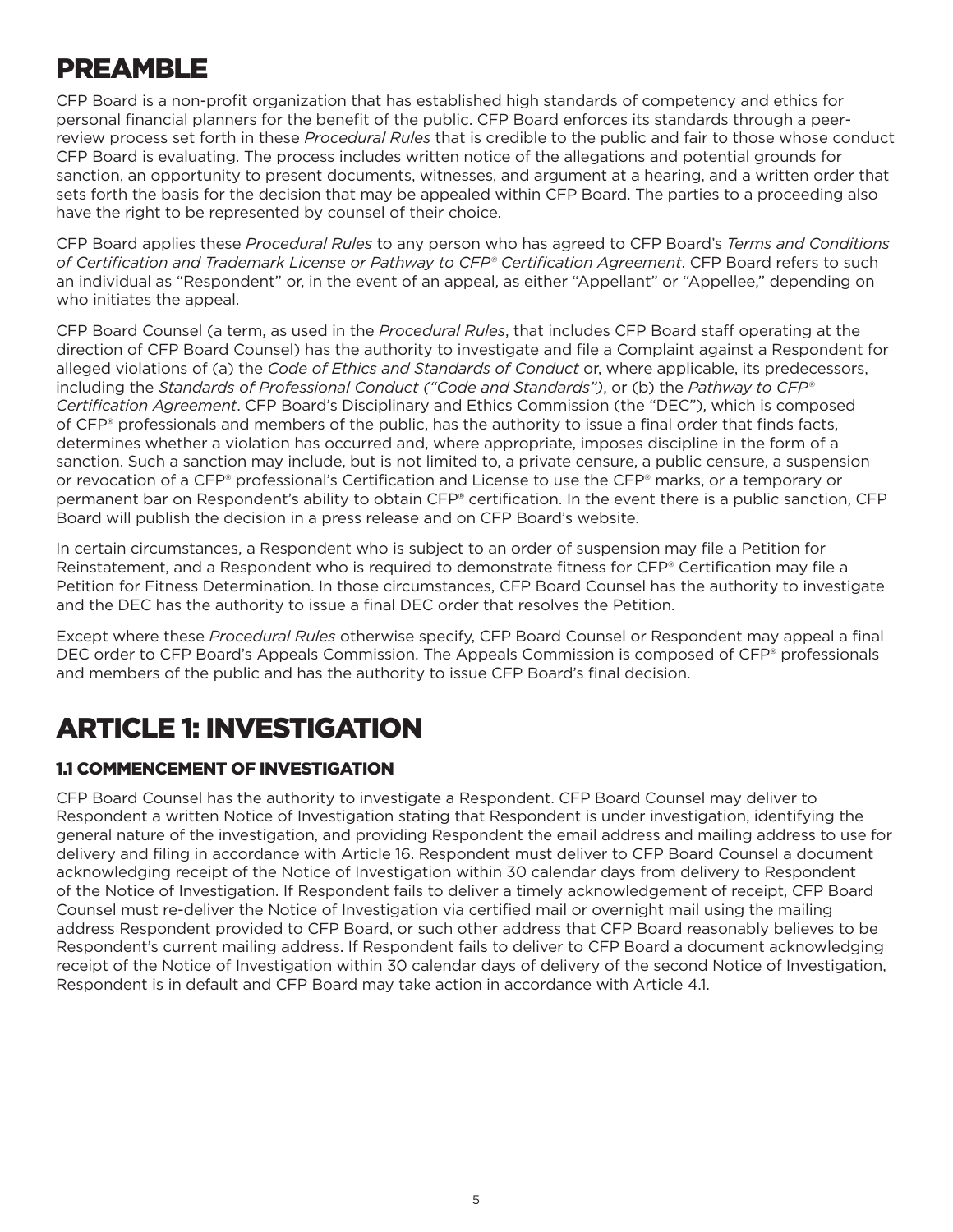# PREAMBLE

CFP Board is a non-profit organization that has established high standards of competency and ethics for personal financial planners for the benefit of the public. CFP Board enforces its standards through a peer-review process set forth in these *Procedural Rules* that is credible to the public and fair to those whose conduct CFP Board is evaluating. The process includes written notice of the allegations and potential grounds for sanction, an opportunity to present documents, witnesses, and argument at a hearing, and a written order that sets forth the basis for the decision that may be appealed within CFP Board. The parties to a proceeding also have the right to be represented by counsel of their choice.

CFP Board applies these *Procedural Rules* to any person who has agreed to CFP Board's *Terms and Conditions of Certification and Trademark License or Pathway to CFP® Certification Agreement*. CFP Board refers to such an individual as "Respondent" or, in the event of an appeal, as either "Appellant" or "Appellee," depending on who initiates the appeal.

CFP Board Counsel (a term, as used in the *Procedural Rules*, that includes CFP Board staff operating at the direction of CFP Board Counsel) has the authority to investigate and file a Complaint against a Respondent for alleged violations of (a) the *Code of Ethics and Standards of Conduct* or, where applicable, its predecessors, including the *Standards of Professional Conduct ("Code and Standards")*, or (b) the *Pathway to CFP® Certification Agreement*. CFP Board's Disciplinary and Ethics Commission (the "DEC"), which is composed of CFP® professionals and members of the public, has the authority to issue a final order that finds facts, determines whether a violation has occurred and, where appropriate, imposes discipline in the form of a sanction. Such a sanction may include, but is not limited to, a private censure, a public censure, a suspension or revocation of a CFP® professional's Certification and License to use the CFP® marks, or a temporary or permanent bar on Respondent's ability to obtain CFP® certification. In the event there is a public sanction, CFP Board will publish the decision in a press release and on CFP Board's website.

In certain circumstances, a Respondent who is subject to an order of suspension may file a Petition for Reinstatement, and a Respondent who is required to demonstrate fitness for CFP® Certification may file a Petition for Fitness Determination. In those circumstances, CFP Board Counsel has the authority to investigate and the DEC has the authority to issue a final DEC order that resolves the Petition.

Except where these *Procedural Rules* otherwise specify, CFP Board Counsel or Respondent may appeal a final DEC order to CFP Board's Appeals Commission. The Appeals Commission is composed of CFP® professionals and members of the public and has the authority to issue CFP Board's final decision.

# ARTICLE 1: INVESTIGATION

## 1.1 COMMENCEMENT OF INVESTIGATION

CFP Board Counsel has the authority to investigate a Respondent. CFP Board Counsel may deliver to Respondent a written Notice of Investigation stating that Respondent is under investigation, identifying the general nature of the investigation, and providing Respondent the email address and mailing address to use for delivery and filing in accordance with Article 16. Respondent must deliver to CFP Board Counsel a document acknowledging receipt of the Notice of Investigation within 30 calendar days from delivery to Respondent of the Notice of Investigation. If Respondent fails to deliver a timely acknowledgement of receipt, CFP Board Counsel must re-deliver the Notice of Investigation via certified mail or overnight mail using the mailing address Respondent provided to CFP Board, or such other address that CFP Board reasonably believes to be Respondent's current mailing address. If Respondent fails to deliver to CFP Board a document acknowledging receipt of the Notice of Investigation within 30 calendar days of delivery of the second Notice of Investigation, Respondent is in default and CFP Board may take action in accordance with Article 4.1.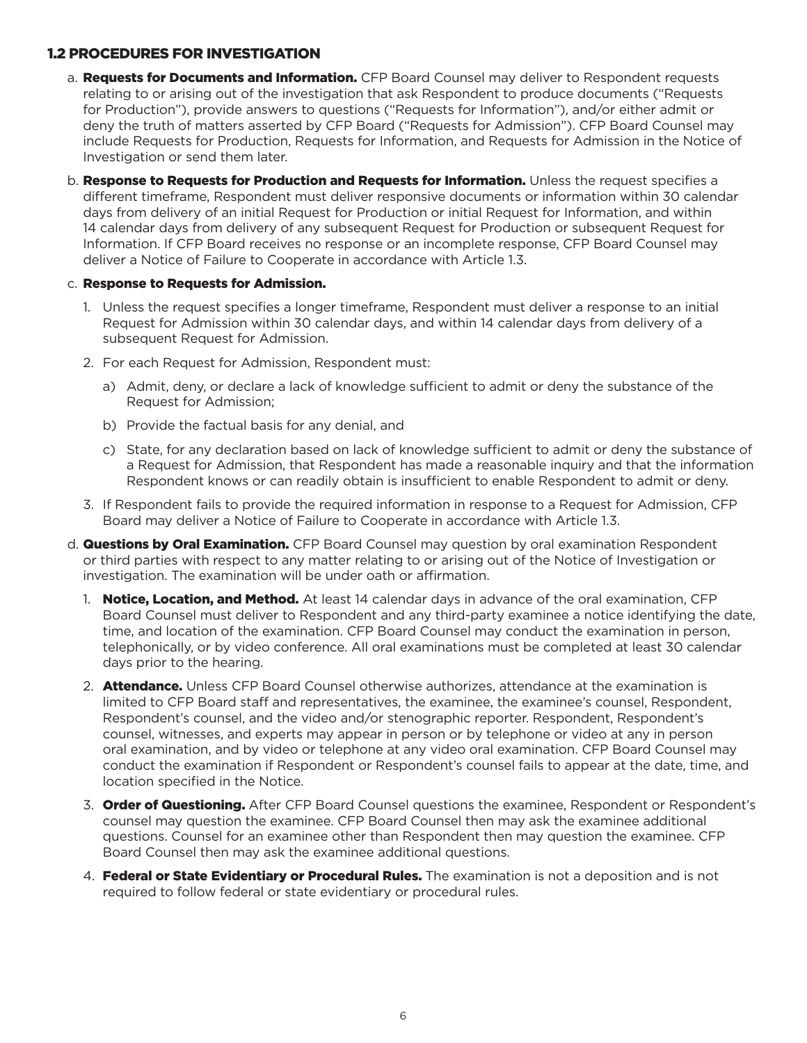## 1.2 PROCEDURES FOR INVESTIGATION

a. **Requests for Documents and Information.** CFP Board Counsel may deliver to Respondent requests relating to or arising out of the investigation that ask Respondent to produce documents ("Requests for Production"), provide answers to questions ("Requests for Information"), and/or either admit or deny the truth of matters asserted by CFP Board ("Requests for Admission"). CFP Board Counsel may include Requests for Production, Requests for Information, and Requests for Admission in the Notice of Investigation or send them later.

b. **Response to Requests for Production and Requests for Information.** Unless the request specifies a different timeframe, Respondent must deliver responsive documents or information within 30 calendar days from delivery of an initial Request for Production or initial Request for Information, and within 14 calendar days from delivery of any subsequent Request for Production or subsequent Request for Information. If CFP Board receives no response or an incomplete response, CFP Board Counsel may deliver a Notice of Failure to Cooperate in accordance with Article 1.3.

c. **Response to Requests for Admission.**

1. Unless the request specifies a longer timeframe, Respondent must deliver a response to an initial Request for Admission within 30 calendar days, and within 14 calendar days from delivery of a subsequent Request for Admission.
2. For each Request for Admission, Respondent must:
   a) Admit, deny, or declare a lack of knowledge sufficient to admit or deny the substance of the Request for Admission;
   b) Provide the factual basis for any denial, and
   c) State, for any declaration based on lack of knowledge sufficient to admit or deny the substance of a Request for Admission, that Respondent has made a reasonable inquiry and that the information Respondent knows or can readily obtain is insufficient to enable Respondent to admit or deny.
3. If Respondent fails to provide the required information in response to a Request for Admission, CFP Board may deliver a Notice of Failure to Cooperate in accordance with Article 1.3.

d. **Questions by Oral Examination.** CFP Board Counsel may question by oral examination Respondent or third parties with respect to any matter relating to or arising out of the Notice of Investigation or investigation. The examination will be under oath or affirmation.

1. **Notice, Location, and Method.** At least 14 calendar days in advance of the oral examination, CFP Board Counsel must deliver to Respondent and any third-party examinee a notice identifying the date, time, and location of the examination. CFP Board Counsel may conduct the examination in person, telephonically, or by video conference. All oral examinations must be completed at least 30 calendar days prior to the hearing.
2. **Attendance.** Unless CFP Board Counsel otherwise authorizes, attendance at the examination is limited to CFP Board staff and representatives, the examinee, the examinee's counsel, Respondent, Respondent's counsel, and the video and/or stenographic reporter. Respondent, Respondent's counsel, witnesses, and experts may appear in person or by telephone or video at any in person oral examination, and by video or telephone at any video oral examination. CFP Board Counsel may conduct the examination if Respondent or Respondent's counsel fails to appear at the date, time, and location specified in the Notice.
3. **Order of Questioning.** After CFP Board Counsel questions the examinee, Respondent or Respondent's counsel may question the examinee. CFP Board Counsel then may ask the examinee additional questions. Counsel for an examinee other than Respondent then may question the examinee. CFP Board Counsel then may ask the examinee additional questions.
4. **Federal or State Evidentiary or Procedural Rules.** The examination is not a deposition and is not required to follow federal or state evidentiary or procedural rules.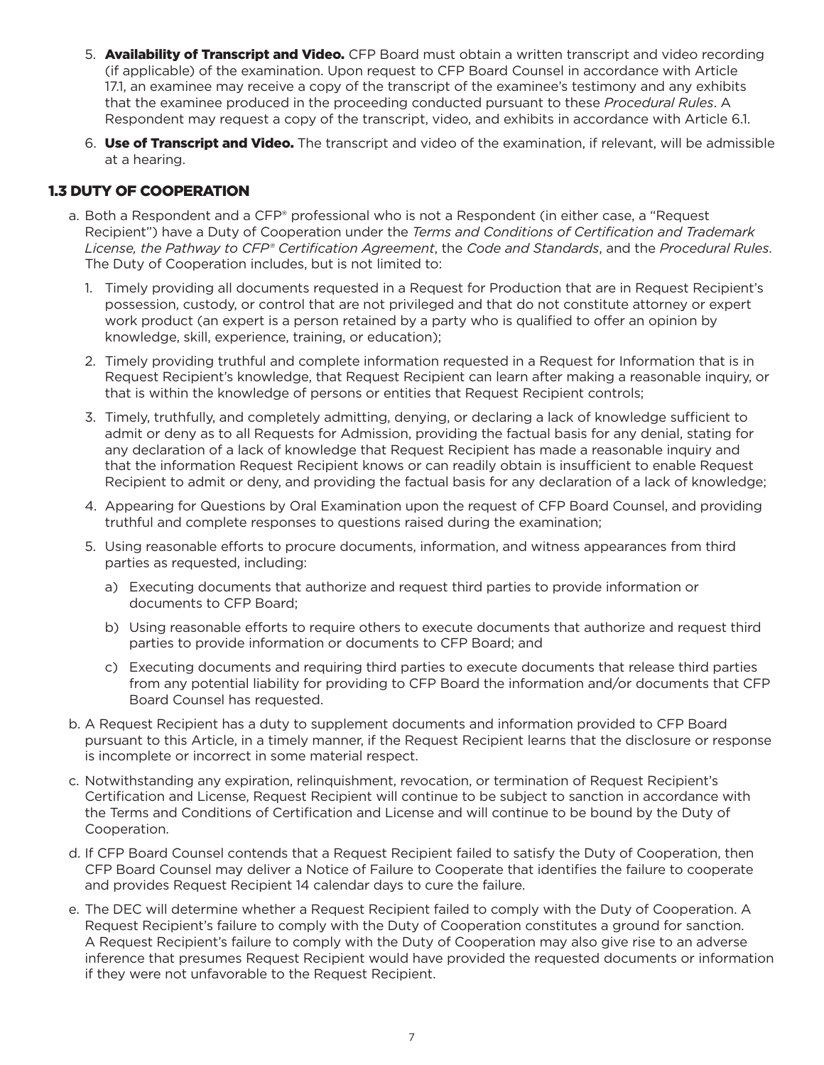5. **Availability of Transcript and Video.** CFP Board must obtain a written transcript and video recording (if applicable) of the examination. Upon request to CFP Board Counsel in accordance with Article 17.1, an examinee may receive a copy of the transcript of the examinee's testimony and any exhibits that the examinee produced in the proceeding conducted pursuant to these *Procedural Rules*. A Respondent may request a copy of the transcript, video, and exhibits in accordance with Article 6.1.

6. **Use of Transcript and Video.** The transcript and video of the examination, if relevant, will be admissible at a hearing.

## 1.3 DUTY OF COOPERATION

a. Both a Respondent and a CFP® professional who is not a Respondent (in either case, a "Request Recipient") have a Duty of Cooperation under the *Terms and Conditions of Certification and Trademark License, the Pathway to CFP® Certification Agreement*, the *Code and Standards*, and the *Procedural Rules*. The Duty of Cooperation includes, but is not limited to:

   1. Timely providing all documents requested in a Request for Production that are in Request Recipient's possession, custody, or control that are not privileged and that do not constitute attorney or expert work product (an expert is a person retained by a party who is qualified to offer an opinion by knowledge, skill, experience, training, or education);

   2. Timely providing truthful and complete information requested in a Request for Information that is in Request Recipient's knowledge, that Request Recipient can learn after making a reasonable inquiry, or that is within the knowledge of persons or entities that Request Recipient controls;

   3. Timely, truthfully, and completely admitting, denying, or declaring a lack of knowledge sufficient to admit or deny as to all Requests for Admission, providing the factual basis for any denial, stating for any declaration of a lack of knowledge that Request Recipient has made a reasonable inquiry and that the information Request Recipient knows or can readily obtain is insufficient to enable Request Recipient to admit or deny, and providing the factual basis for any declaration of a lack of knowledge;

   4. Appearing for Questions by Oral Examination upon the request of CFP Board Counsel, and providing truthful and complete responses to questions raised during the examination;

   5. Using reasonable efforts to procure documents, information, and witness appearances from third parties as requested, including:

      a) Executing documents that authorize and request third parties to provide information or documents to CFP Board;

      b) Using reasonable efforts to require others to execute documents that authorize and request third parties to provide information or documents to CFP Board; and

      c) Executing documents and requiring third parties to execute documents that release third parties from any potential liability for providing to CFP Board the information and/or documents that CFP Board Counsel has requested.

b. A Request Recipient has a duty to supplement documents and information provided to CFP Board pursuant to this Article, in a timely manner, if the Request Recipient learns that the disclosure or response is incomplete or incorrect in some material respect.

c. Notwithstanding any expiration, relinquishment, revocation, or termination of Request Recipient's Certification and License, Request Recipient will continue to be subject to sanction in accordance with the Terms and Conditions of Certification and License and will continue to be bound by the Duty of Cooperation.

d. If CFP Board Counsel contends that a Request Recipient failed to satisfy the Duty of Cooperation, then CFP Board Counsel may deliver a Notice of Failure to Cooperate that identifies the failure to cooperate and provides Request Recipient 14 calendar days to cure the failure.

e. The DEC will determine whether a Request Recipient failed to comply with the Duty of Cooperation. A Request Recipient's failure to comply with the Duty of Cooperation constitutes a ground for sanction. A Request Recipient's failure to comply with the Duty of Cooperation may also give rise to an adverse inference that presumes Request Recipient would have provided the requested documents or information if they were not unfavorable to the Request Recipient.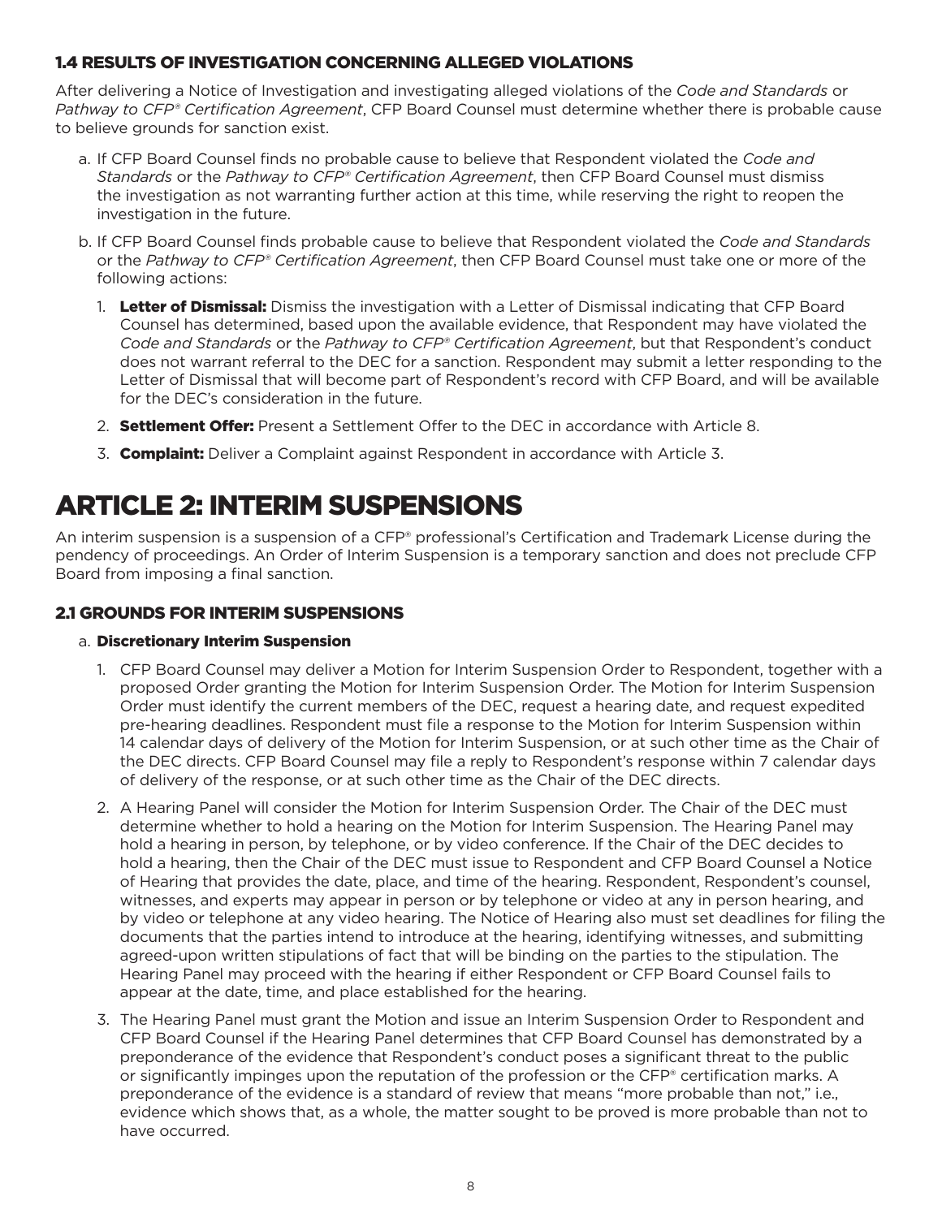### 1.4 RESULTS OF INVESTIGATION CONCERNING ALLEGED VIOLATIONS

After delivering a Notice of Investigation and investigating alleged violations of the *Code and Standards* or *Pathway to CFP® Certification Agreement*, CFP Board Counsel must determine whether there is probable cause to believe grounds for sanction exist.

a. If CFP Board Counsel finds no probable cause to believe that Respondent violated the *Code and Standards* or the *Pathway to CFP® Certification Agreement*, then CFP Board Counsel must dismiss the investigation as not warranting further action at this time, while reserving the right to reopen the investigation in the future.

b. If CFP Board Counsel finds probable cause to believe that Respondent violated the *Code and Standards* or the *Pathway to CFP® Certification Agreement*, then CFP Board Counsel must take one or more of the following actions:

1. **Letter of Dismissal:** Dismiss the investigation with a Letter of Dismissal indicating that CFP Board Counsel has determined, based upon the available evidence, that Respondent may have violated the *Code and Standards* or the *Pathway to CFP® Certification Agreement*, but that Respondent's conduct does not warrant referral to the DEC for a sanction. Respondent may submit a letter responding to the Letter of Dismissal that will become part of Respondent's record with CFP Board, and will be available for the DEC's consideration in the future.
2. **Settlement Offer:** Present a Settlement Offer to the DEC in accordance with Article 8.
3. **Complaint:** Deliver a Complaint against Respondent in accordance with Article 3.

# ARTICLE 2: INTERIM SUSPENSIONS

An interim suspension is a suspension of a CFP® professional's Certification and Trademark License during the pendency of proceedings. An Order of Interim Suspension is a temporary sanction and does not preclude CFP Board from imposing a final sanction.

### 2.1 GROUNDS FOR INTERIM SUSPENSIONS

a. **Discretionary Interim Suspension**

1. CFP Board Counsel may deliver a Motion for Interim Suspension Order to Respondent, together with a proposed Order granting the Motion for Interim Suspension Order. The Motion for Interim Suspension Order must identify the current members of the DEC, request a hearing date, and request expedited pre-hearing deadlines. Respondent must file a response to the Motion for Interim Suspension within 14 calendar days of delivery of the Motion for Interim Suspension, or at such other time as the Chair of the DEC directs. CFP Board Counsel may file a reply to Respondent's response within 7 calendar days of delivery of the response, or at such other time as the Chair of the DEC directs.
2. A Hearing Panel will consider the Motion for Interim Suspension Order. The Chair of the DEC must determine whether to hold a hearing on the Motion for Interim Suspension. The Hearing Panel may hold a hearing in person, by telephone, or by video conference. If the Chair of the DEC decides to hold a hearing, then the Chair of the DEC must issue to Respondent and CFP Board Counsel a Notice of Hearing that provides the date, place, and time of the hearing. Respondent, Respondent's counsel, witnesses, and experts may appear in person or by telephone or video at any in person hearing, and by video or telephone at any video hearing. The Notice of Hearing also must set deadlines for filing the documents that the parties intend to introduce at the hearing, identifying witnesses, and submitting agreed-upon written stipulations of fact that will be binding on the parties to the stipulation. The Hearing Panel may proceed with the hearing if either Respondent or CFP Board Counsel fails to appear at the date, time, and place established for the hearing.
3. The Hearing Panel must grant the Motion and issue an Interim Suspension Order to Respondent and CFP Board Counsel if the Hearing Panel determines that CFP Board Counsel has demonstrated by a preponderance of the evidence that Respondent's conduct poses a significant threat to the public or significantly impinges upon the reputation of the profession or the CFP® certification marks. A preponderance of the evidence is a standard of review that means "more probable than not," i.e., evidence which shows that, as a whole, the matter sought to be proved is more probable than not to have occurred.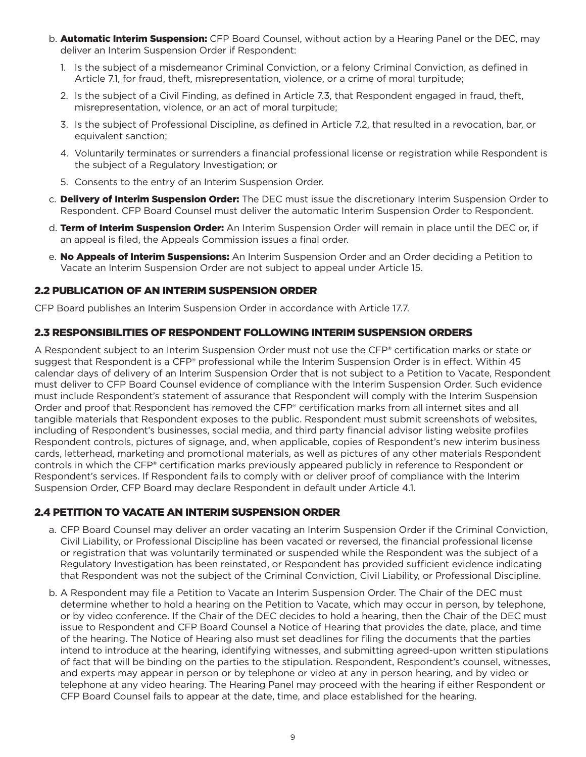b. **Automatic Interim Suspension:** CFP Board Counsel, without action by a Hearing Panel or the DEC, may deliver an Interim Suspension Order if Respondent:

1. Is the subject of a misdemeanor Criminal Conviction, or a felony Criminal Conviction, as defined in Article 7.1, for fraud, theft, misrepresentation, violence, or a crime of moral turpitude;
2. Is the subject of a Civil Finding, as defined in Article 7.3, that Respondent engaged in fraud, theft, misrepresentation, violence, or an act of moral turpitude;
3. Is the subject of Professional Discipline, as defined in Article 7.2, that resulted in a revocation, bar, or equivalent sanction;
4. Voluntarily terminates or surrenders a financial professional license or registration while Respondent is the subject of a Regulatory Investigation; or
5. Consents to the entry of an Interim Suspension Order.

c. **Delivery of Interim Suspension Order:** The DEC must issue the discretionary Interim Suspension Order to Respondent. CFP Board Counsel must deliver the automatic Interim Suspension Order to Respondent.

d. **Term of Interim Suspension Order:** An Interim Suspension Order will remain in place until the DEC or, if an appeal is filed, the Appeals Commission issues a final order.

e. **No Appeals of Interim Suspensions:** An Interim Suspension Order and an Order deciding a Petition to Vacate an Interim Suspension Order are not subject to appeal under Article 15.

## 2.2 PUBLICATION OF AN INTERIM SUSPENSION ORDER

CFP Board publishes an Interim Suspension Order in accordance with Article 17.7.

## 2.3 RESPONSIBILITIES OF RESPONDENT FOLLOWING INTERIM SUSPENSION ORDERS

A Respondent subject to an Interim Suspension Order must not use the CFP® certification marks or state or suggest that Respondent is a CFP® professional while the Interim Suspension Order is in effect. Within 45 calendar days of delivery of an Interim Suspension Order that is not subject to a Petition to Vacate, Respondent must deliver to CFP Board Counsel evidence of compliance with the Interim Suspension Order. Such evidence must include Respondent's statement of assurance that Respondent will comply with the Interim Suspension Order and proof that Respondent has removed the CFP® certification marks from all internet sites and all tangible materials that Respondent exposes to the public. Respondent must submit screenshots of websites, including of Respondent's businesses, social media, and third party financial advisor listing website profiles Respondent controls, pictures of signage, and, when applicable, copies of Respondent's new interim business cards, letterhead, marketing and promotional materials, as well as pictures of any other materials Respondent controls in which the CFP® certification marks previously appeared publicly in reference to Respondent or Respondent's services. If Respondent fails to comply with or deliver proof of compliance with the Interim Suspension Order, CFP Board may declare Respondent in default under Article 4.1.

## 2.4 PETITION TO VACATE AN INTERIM SUSPENSION ORDER

a. CFP Board Counsel may deliver an order vacating an Interim Suspension Order if the Criminal Conviction, Civil Liability, or Professional Discipline has been vacated or reversed, the financial professional license or registration that was voluntarily terminated or suspended while the Respondent was the subject of a Regulatory Investigation has been reinstated, or Respondent has provided sufficient evidence indicating that Respondent was not the subject of the Criminal Conviction, Civil Liability, or Professional Discipline.

b. A Respondent may file a Petition to Vacate an Interim Suspension Order. The Chair of the DEC must determine whether to hold a hearing on the Petition to Vacate, which may occur in person, by telephone, or by video conference. If the Chair of the DEC decides to hold a hearing, then the Chair of the DEC must issue to Respondent and CFP Board Counsel a Notice of Hearing that provides the date, place, and time of the hearing. The Notice of Hearing also must set deadlines for filing the documents that the parties intend to introduce at the hearing, identifying witnesses, and submitting agreed-upon written stipulations of fact that will be binding on the parties to the stipulation. Respondent, Respondent's counsel, witnesses, and experts may appear in person or by telephone or video at any in person hearing, and by video or telephone at any video hearing. The Hearing Panel may proceed with the hearing if either Respondent or CFP Board Counsel fails to appear at the date, time, and place established for the hearing.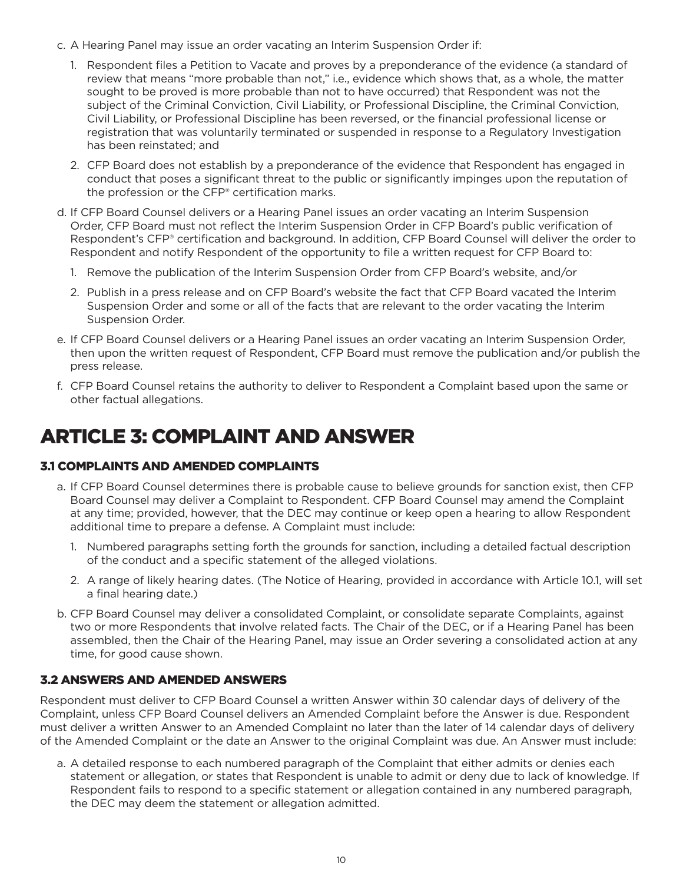c. A Hearing Panel may issue an order vacating an Interim Suspension Order if:

   1. Respondent files a Petition to Vacate and proves by a preponderance of the evidence (a standard of review that means "more probable than not," i.e., evidence which shows that, as a whole, the matter sought to be proved is more probable than not to have occurred) that Respondent was not the subject of the Criminal Conviction, Civil Liability, or Professional Discipline, the Criminal Conviction, Civil Liability, or Professional Discipline has been reversed, or the financial professional license or registration that was voluntarily terminated or suspended in response to a Regulatory Investigation has been reinstated; and

   2. CFP Board does not establish by a preponderance of the evidence that Respondent has engaged in conduct that poses a significant threat to the public or significantly impinges upon the reputation of the profession or the CFP® certification marks.

d. If CFP Board Counsel delivers or a Hearing Panel issues an order vacating an Interim Suspension Order, CFP Board must not reflect the Interim Suspension Order in CFP Board's public verification of Respondent's CFP® certification and background. In addition, CFP Board Counsel will deliver the order to Respondent and notify Respondent of the opportunity to file a written request for CFP Board to:

   1. Remove the publication of the Interim Suspension Order from CFP Board's website, and/or

   2. Publish in a press release and on CFP Board's website the fact that CFP Board vacated the Interim Suspension Order and some or all of the facts that are relevant to the order vacating the Interim Suspension Order.

e. If CFP Board Counsel delivers or a Hearing Panel issues an order vacating an Interim Suspension Order, then upon the written request of Respondent, CFP Board must remove the publication and/or publish the press release.

f. CFP Board Counsel retains the authority to deliver to Respondent a Complaint based upon the same or other factual allegations.

# ARTICLE 3: COMPLAINT AND ANSWER

## 3.1 COMPLAINTS AND AMENDED COMPLAINTS

a. If CFP Board Counsel determines there is probable cause to believe grounds for sanction exist, then CFP Board Counsel may deliver a Complaint to Respondent. CFP Board Counsel may amend the Complaint at any time; provided, however, that the DEC may continue or keep open a hearing to allow Respondent additional time to prepare a defense. A Complaint must include:

   1. Numbered paragraphs setting forth the grounds for sanction, including a detailed factual description of the conduct and a specific statement of the alleged violations.

   2. A range of likely hearing dates. (The Notice of Hearing, provided in accordance with Article 10.1, will set a final hearing date.)

b. CFP Board Counsel may deliver a consolidated Complaint, or consolidate separate Complaints, against two or more Respondents that involve related facts. The Chair of the DEC, or if a Hearing Panel has been assembled, then the Chair of the Hearing Panel, may issue an Order severing a consolidated action at any time, for good cause shown.

## 3.2 ANSWERS AND AMENDED ANSWERS

Respondent must deliver to CFP Board Counsel a written Answer within 30 calendar days of delivery of the Complaint, unless CFP Board Counsel delivers an Amended Complaint before the Answer is due. Respondent must deliver a written Answer to an Amended Complaint no later than the later of 14 calendar days of delivery of the Amended Complaint or the date an Answer to the original Complaint was due. An Answer must include:

a. A detailed response to each numbered paragraph of the Complaint that either admits or denies each statement or allegation, or states that Respondent is unable to admit or deny due to lack of knowledge. If Respondent fails to respond to a specific statement or allegation contained in any numbered paragraph, the DEC may deem the statement or allegation admitted.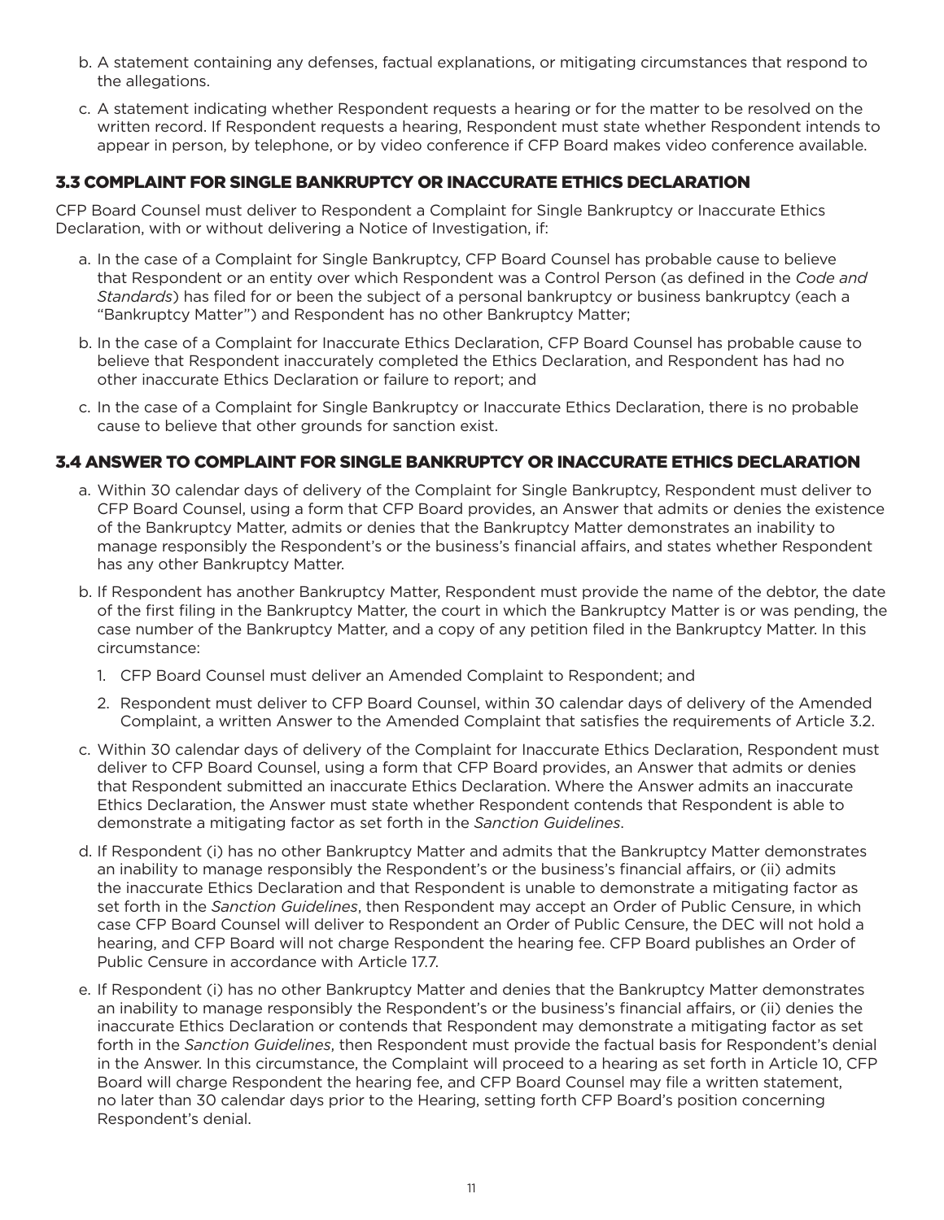b. A statement containing any defenses, factual explanations, or mitigating circumstances that respond to the allegations.

c. A statement indicating whether Respondent requests a hearing or for the matter to be resolved on the written record. If Respondent requests a hearing, Respondent must state whether Respondent intends to appear in person, by telephone, or by video conference if CFP Board makes video conference available.

### 3.3 COMPLAINT FOR SINGLE BANKRUPTCY OR INACCURATE ETHICS DECLARATION

CFP Board Counsel must deliver to Respondent a Complaint for Single Bankruptcy or Inaccurate Ethics Declaration, with or without delivering a Notice of Investigation, if:

a. In the case of a Complaint for Single Bankruptcy, CFP Board Counsel has probable cause to believe that Respondent or an entity over which Respondent was a Control Person (as defined in the *Code and Standards*) has filed for or been the subject of a personal bankruptcy or business bankruptcy (each a "Bankruptcy Matter") and Respondent has no other Bankruptcy Matter;

b. In the case of a Complaint for Inaccurate Ethics Declaration, CFP Board Counsel has probable cause to believe that Respondent inaccurately completed the Ethics Declaration, and Respondent has had no other inaccurate Ethics Declaration or failure to report; and

c. In the case of a Complaint for Single Bankruptcy or Inaccurate Ethics Declaration, there is no probable cause to believe that other grounds for sanction exist.

### 3.4 ANSWER TO COMPLAINT FOR SINGLE BANKRUPTCY OR INACCURATE ETHICS DECLARATION

a. Within 30 calendar days of delivery of the Complaint for Single Bankruptcy, Respondent must deliver to CFP Board Counsel, using a form that CFP Board provides, an Answer that admits or denies the existence of the Bankruptcy Matter, admits or denies that the Bankruptcy Matter demonstrates an inability to manage responsibly the Respondent's or the business's financial affairs, and states whether Respondent has any other Bankruptcy Matter.

b. If Respondent has another Bankruptcy Matter, Respondent must provide the name of the debtor, the date of the first filing in the Bankruptcy Matter, the court in which the Bankruptcy Matter is or was pending, the case number of the Bankruptcy Matter, and a copy of any petition filed in the Bankruptcy Matter. In this circumstance:

   1. CFP Board Counsel must deliver an Amended Complaint to Respondent; and

   2. Respondent must deliver to CFP Board Counsel, within 30 calendar days of delivery of the Amended Complaint, a written Answer to the Amended Complaint that satisfies the requirements of Article 3.2.

c. Within 30 calendar days of delivery of the Complaint for Inaccurate Ethics Declaration, Respondent must deliver to CFP Board Counsel, using a form that CFP Board provides, an Answer that admits or denies that Respondent submitted an inaccurate Ethics Declaration. Where the Answer admits an inaccurate Ethics Declaration, the Answer must state whether Respondent contends that Respondent is able to demonstrate a mitigating factor as set forth in the *Sanction Guidelines*.

d. If Respondent (i) has no other Bankruptcy Matter and admits that the Bankruptcy Matter demonstrates an inability to manage responsibly the Respondent's or the business's financial affairs, or (ii) admits the inaccurate Ethics Declaration and that Respondent is unable to demonstrate a mitigating factor as set forth in the *Sanction Guidelines*, then Respondent may accept an Order of Public Censure, in which case CFP Board Counsel will deliver to Respondent an Order of Public Censure, the DEC will not hold a hearing, and CFP Board will not charge Respondent the hearing fee. CFP Board publishes an Order of Public Censure in accordance with Article 17.7.

e. If Respondent (i) has no other Bankruptcy Matter and denies that the Bankruptcy Matter demonstrates an inability to manage responsibly the Respondent's or the business's financial affairs, or (ii) denies the inaccurate Ethics Declaration or contends that Respondent may demonstrate a mitigating factor as set forth in the *Sanction Guidelines*, then Respondent must provide the factual basis for Respondent's denial in the Answer. In this circumstance, the Complaint will proceed to a hearing as set forth in Article 10, CFP Board will charge Respondent the hearing fee, and CFP Board Counsel may file a written statement, no later than 30 calendar days prior to the Hearing, setting forth CFP Board's position concerning Respondent's denial.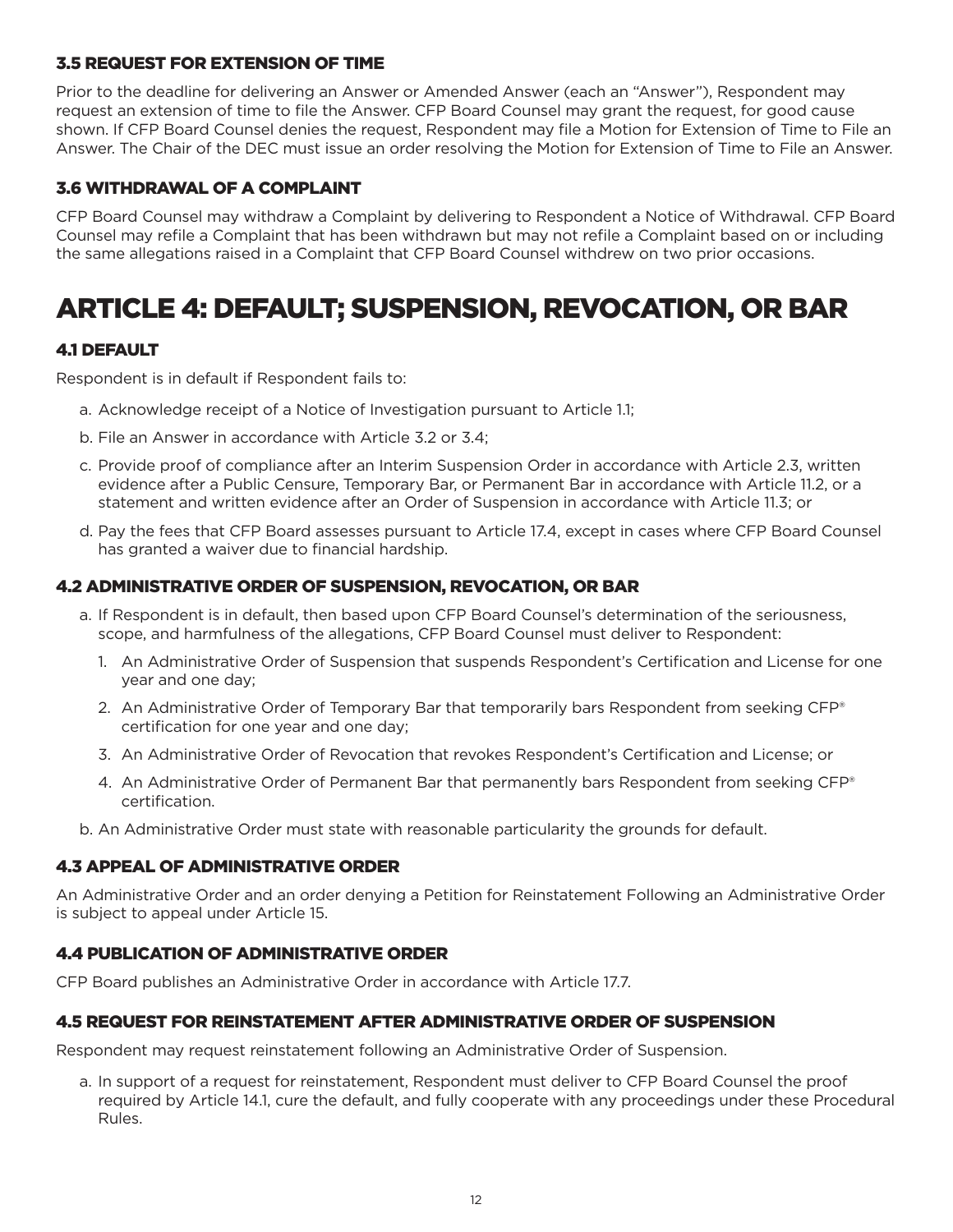### 3.5 REQUEST FOR EXTENSION OF TIME

Prior to the deadline for delivering an Answer or Amended Answer (each an "Answer"), Respondent may request an extension of time to file the Answer. CFP Board Counsel may grant the request, for good cause shown. If CFP Board Counsel denies the request, Respondent may file a Motion for Extension of Time to File an Answer. The Chair of the DEC must issue an order resolving the Motion for Extension of Time to File an Answer.

### 3.6 WITHDRAWAL OF A COMPLAINT

CFP Board Counsel may withdraw a Complaint by delivering to Respondent a Notice of Withdrawal. CFP Board Counsel may refile a Complaint that has been withdrawn but may not refile a Complaint based on or including the same allegations raised in a Complaint that CFP Board Counsel withdrew on two prior occasions.

# ARTICLE 4: DEFAULT; SUSPENSION, REVOCATION, OR BAR

### 4.1 DEFAULT

Respondent is in default if Respondent fails to:

a. Acknowledge receipt of a Notice of Investigation pursuant to Article 1.1;

b. File an Answer in accordance with Article 3.2 or 3.4;

c. Provide proof of compliance after an Interim Suspension Order in accordance with Article 2.3, written evidence after a Public Censure, Temporary Bar, or Permanent Bar in accordance with Article 11.2, or a statement and written evidence after an Order of Suspension in accordance with Article 11.3; or

d. Pay the fees that CFP Board assesses pursuant to Article 17.4, except in cases where CFP Board Counsel has granted a waiver due to financial hardship.

### 4.2 ADMINISTRATIVE ORDER OF SUSPENSION, REVOCATION, OR BAR

a. If Respondent is in default, then based upon CFP Board Counsel's determination of the seriousness, scope, and harmfulness of the allegations, CFP Board Counsel must deliver to Respondent:

   1. An Administrative Order of Suspension that suspends Respondent's Certification and License for one year and one day;
   2. An Administrative Order of Temporary Bar that temporarily bars Respondent from seeking CFP® certification for one year and one day;
   3. An Administrative Order of Revocation that revokes Respondent's Certification and License; or
   4. An Administrative Order of Permanent Bar that permanently bars Respondent from seeking CFP® certification.

b. An Administrative Order must state with reasonable particularity the grounds for default.

### 4.3 APPEAL OF ADMINISTRATIVE ORDER

An Administrative Order and an order denying a Petition for Reinstatement Following an Administrative Order is subject to appeal under Article 15.

### 4.4 PUBLICATION OF ADMINISTRATIVE ORDER

CFP Board publishes an Administrative Order in accordance with Article 17.7.

### 4.5 REQUEST FOR REINSTATEMENT AFTER ADMINISTRATIVE ORDER OF SUSPENSION

Respondent may request reinstatement following an Administrative Order of Suspension.

a. In support of a request for reinstatement, Respondent must deliver to CFP Board Counsel the proof required by Article 14.1, cure the default, and fully cooperate with any proceedings under these Procedural Rules.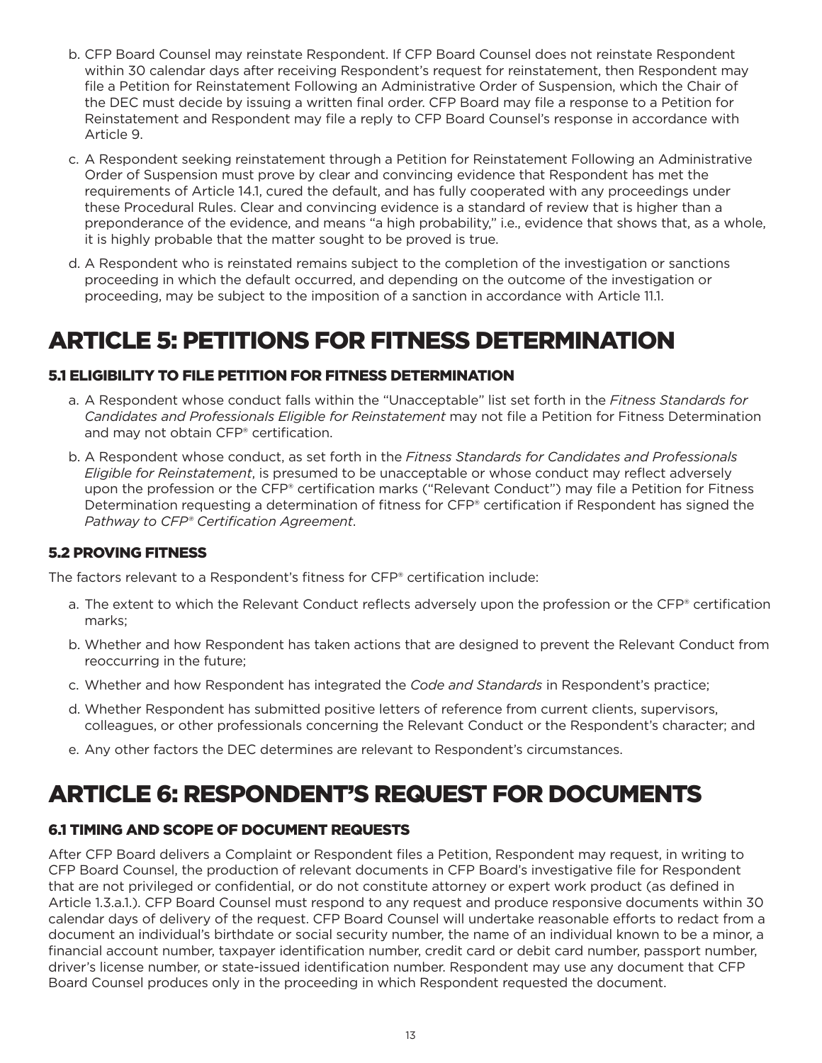b. CFP Board Counsel may reinstate Respondent. If CFP Board Counsel does not reinstate Respondent within 30 calendar days after receiving Respondent's request for reinstatement, then Respondent may file a Petition for Reinstatement Following an Administrative Order of Suspension, which the Chair of the DEC must decide by issuing a written final order. CFP Board may file a response to a Petition for Reinstatement and Respondent may file a reply to CFP Board Counsel's response in accordance with Article 9.

c. A Respondent seeking reinstatement through a Petition for Reinstatement Following an Administrative Order of Suspension must prove by clear and convincing evidence that Respondent has met the requirements of Article 14.1, cured the default, and has fully cooperated with any proceedings under these Procedural Rules. Clear and convincing evidence is a standard of review that is higher than a preponderance of the evidence, and means "a high probability," i.e., evidence that shows that, as a whole, it is highly probable that the matter sought to be proved is true.

d. A Respondent who is reinstated remains subject to the completion of the investigation or sanctions proceeding in which the default occurred, and depending on the outcome of the investigation or proceeding, may be subject to the imposition of a sanction in accordance with Article 11.1.

# ARTICLE 5: PETITIONS FOR FITNESS DETERMINATION

### 5.1 ELIGIBILITY TO FILE PETITION FOR FITNESS DETERMINATION

a. A Respondent whose conduct falls within the "Unacceptable" list set forth in the *Fitness Standards for Candidates and Professionals Eligible for Reinstatement* may not file a Petition for Fitness Determination and may not obtain CFP® certification.

b. A Respondent whose conduct, as set forth in the *Fitness Standards for Candidates and Professionals Eligible for Reinstatement*, is presumed to be unacceptable or whose conduct may reflect adversely upon the profession or the CFP® certification marks ("Relevant Conduct") may file a Petition for Fitness Determination requesting a determination of fitness for CFP® certification if Respondent has signed the *Pathway to CFP® Certification Agreement*.

### 5.2 PROVING FITNESS

The factors relevant to a Respondent's fitness for CFP® certification include:

a. The extent to which the Relevant Conduct reflects adversely upon the profession or the CFP® certification marks;

b. Whether and how Respondent has taken actions that are designed to prevent the Relevant Conduct from reoccurring in the future;

c. Whether and how Respondent has integrated the *Code and Standards* in Respondent's practice;

d. Whether Respondent has submitted positive letters of reference from current clients, supervisors, colleagues, or other professionals concerning the Relevant Conduct or the Respondent's character; and

e. Any other factors the DEC determines are relevant to Respondent's circumstances.

# ARTICLE 6: RESPONDENT'S REQUEST FOR DOCUMENTS

### 6.1 TIMING AND SCOPE OF DOCUMENT REQUESTS

After CFP Board delivers a Complaint or Respondent files a Petition, Respondent may request, in writing to CFP Board Counsel, the production of relevant documents in CFP Board's investigative file for Respondent that are not privileged or confidential, or do not constitute attorney or expert work product (as defined in Article 1.3.a.1.). CFP Board Counsel must respond to any request and produce responsive documents within 30 calendar days of delivery of the request. CFP Board Counsel will undertake reasonable efforts to redact from a document an individual's birthdate or social security number, the name of an individual known to be a minor, a financial account number, taxpayer identification number, credit card or debit card number, passport number, driver's license number, or state-issued identification number. Respondent may use any document that CFP Board Counsel produces only in the proceeding in which Respondent requested the document.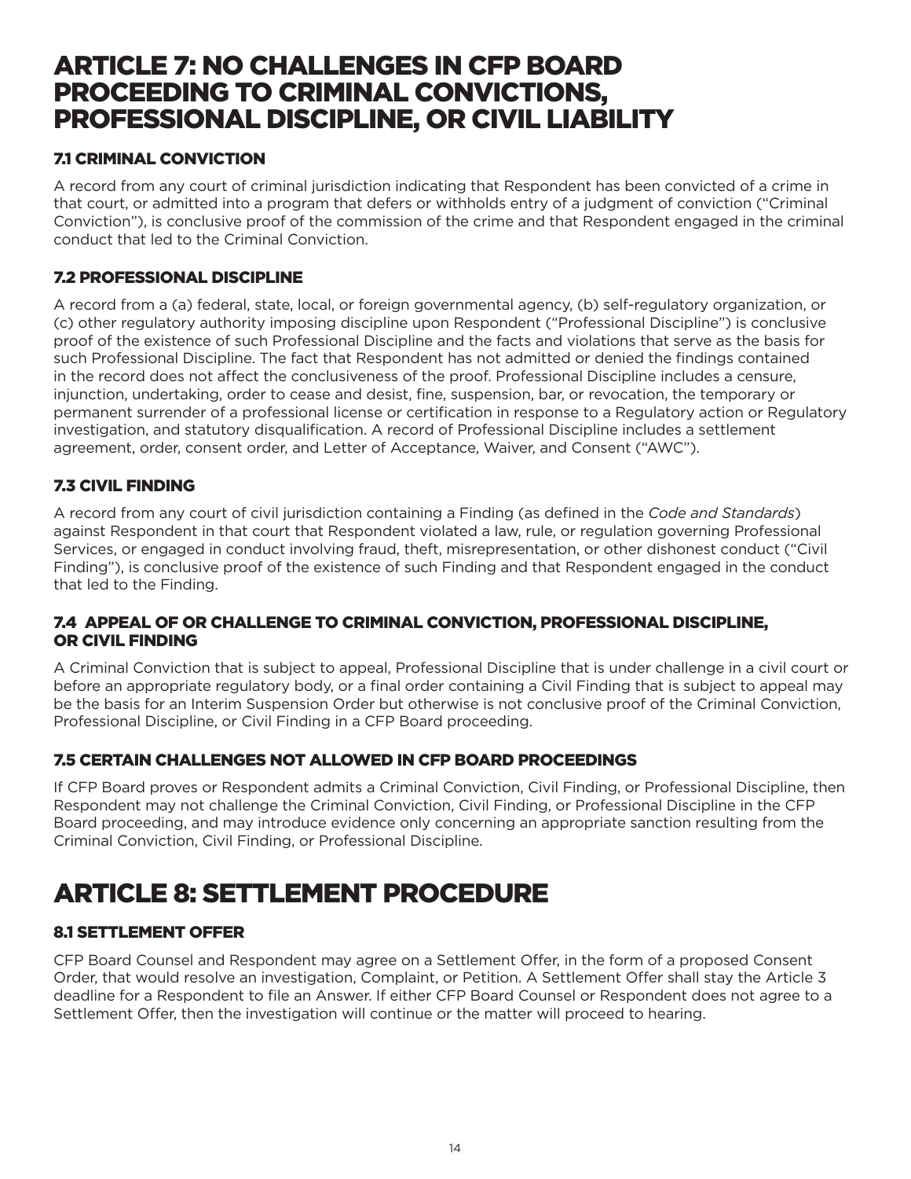# ARTICLE 7: NO CHALLENGES IN CFP BOARD PROCEEDING TO CRIMINAL CONVICTIONS, PROFESSIONAL DISCIPLINE, OR CIVIL LIABILITY

### 7.1 CRIMINAL CONVICTION

A record from any court of criminal jurisdiction indicating that Respondent has been convicted of a crime in that court, or admitted into a program that defers or withholds entry of a judgment of conviction ("Criminal Conviction"), is conclusive proof of the commission of the crime and that Respondent engaged in the criminal conduct that led to the Criminal Conviction.

### 7.2 PROFESSIONAL DISCIPLINE

A record from a (a) federal, state, local, or foreign governmental agency, (b) self-regulatory organization, or (c) other regulatory authority imposing discipline upon Respondent ("Professional Discipline") is conclusive proof of the existence of such Professional Discipline and the facts and violations that serve as the basis for such Professional Discipline. The fact that Respondent has not admitted or denied the findings contained in the record does not affect the conclusiveness of the proof. Professional Discipline includes a censure, injunction, undertaking, order to cease and desist, fine, suspension, bar, or revocation, the temporary or permanent surrender of a professional license or certification in response to a Regulatory action or Regulatory investigation, and statutory disqualification. A record of Professional Discipline includes a settlement agreement, order, consent order, and Letter of Acceptance, Waiver, and Consent ("AWC").

### 7.3 CIVIL FINDING

A record from any court of civil jurisdiction containing a Finding (as defined in the *Code and Standards*) against Respondent in that court that Respondent violated a law, rule, or regulation governing Professional Services, or engaged in conduct involving fraud, theft, misrepresentation, or other dishonest conduct ("Civil Finding"), is conclusive proof of the existence of such Finding and that Respondent engaged in the conduct that led to the Finding.

### 7.4 APPEAL OF OR CHALLENGE TO CRIMINAL CONVICTION, PROFESSIONAL DISCIPLINE, OR CIVIL FINDING

A Criminal Conviction that is subject to appeal, Professional Discipline that is under challenge in a civil court or before an appropriate regulatory body, or a final order containing a Civil Finding that is subject to appeal may be the basis for an Interim Suspension Order but otherwise is not conclusive proof of the Criminal Conviction, Professional Discipline, or Civil Finding in a CFP Board proceeding.

### 7.5 CERTAIN CHALLENGES NOT ALLOWED IN CFP BOARD PROCEEDINGS

If CFP Board proves or Respondent admits a Criminal Conviction, Civil Finding, or Professional Discipline, then Respondent may not challenge the Criminal Conviction, Civil Finding, or Professional Discipline in the CFP Board proceeding, and may introduce evidence only concerning an appropriate sanction resulting from the Criminal Conviction, Civil Finding, or Professional Discipline.

# ARTICLE 8: SETTLEMENT PROCEDURE

### 8.1 SETTLEMENT OFFER

CFP Board Counsel and Respondent may agree on a Settlement Offer, in the form of a proposed Consent Order, that would resolve an investigation, Complaint, or Petition. A Settlement Offer shall stay the Article 3 deadline for a Respondent to file an Answer. If either CFP Board Counsel or Respondent does not agree to a Settlement Offer, then the investigation will continue or the matter will proceed to hearing.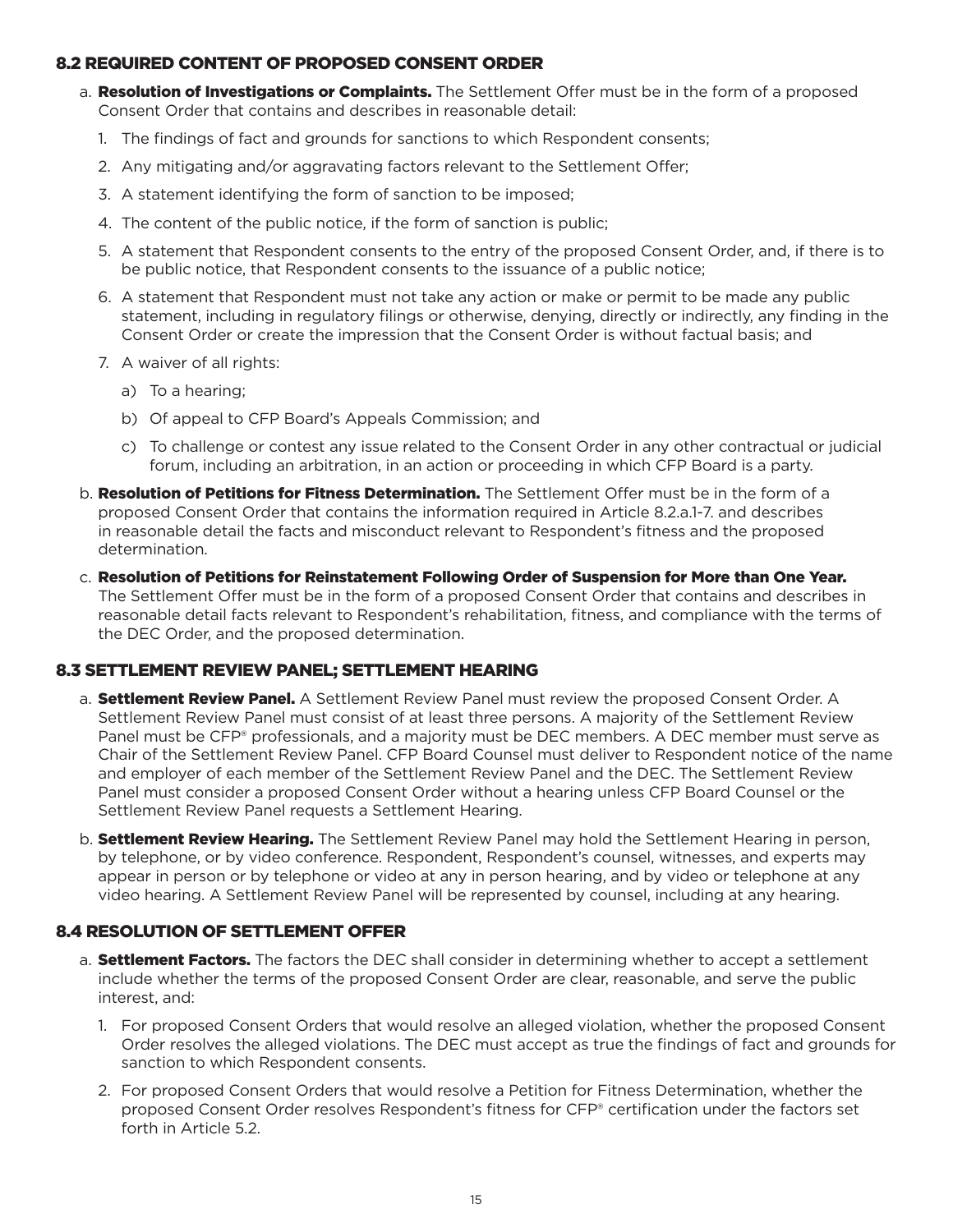## 8.2 REQUIRED CONTENT OF PROPOSED CONSENT ORDER

a. **Resolution of Investigations or Complaints.** The Settlement Offer must be in the form of a proposed Consent Order that contains and describes in reasonable detail:

1. The findings of fact and grounds for sanctions to which Respondent consents;
2. Any mitigating and/or aggravating factors relevant to the Settlement Offer;
3. A statement identifying the form of sanction to be imposed;
4. The content of the public notice, if the form of sanction is public;
5. A statement that Respondent consents to the entry of the proposed Consent Order, and, if there is to be public notice, that Respondent consents to the issuance of a public notice;
6. A statement that Respondent must not take any action or make or permit to be made any public statement, including in regulatory filings or otherwise, denying, directly or indirectly, any finding in the Consent Order or create the impression that the Consent Order is without factual basis; and
7. A waiver of all rights:
   a) To a hearing;
   b) Of appeal to CFP Board's Appeals Commission; and
   c) To challenge or contest any issue related to the Consent Order in any other contractual or judicial forum, including an arbitration, in an action or proceeding in which CFP Board is a party.

b. **Resolution of Petitions for Fitness Determination.** The Settlement Offer must be in the form of a proposed Consent Order that contains the information required in Article 8.2.a.1-7. and describes in reasonable detail the facts and misconduct relevant to Respondent's fitness and the proposed determination.

c. **Resolution of Petitions for Reinstatement Following Order of Suspension for More than One Year.** The Settlement Offer must be in the form of a proposed Consent Order that contains and describes in reasonable detail facts relevant to Respondent's rehabilitation, fitness, and compliance with the terms of the DEC Order, and the proposed determination.

## 8.3 SETTLEMENT REVIEW PANEL; SETTLEMENT HEARING

a. **Settlement Review Panel.** A Settlement Review Panel must review the proposed Consent Order. A Settlement Review Panel must consist of at least three persons. A majority of the Settlement Review Panel must be CFP® professionals, and a majority must be DEC members. A DEC member must serve as Chair of the Settlement Review Panel. CFP Board Counsel must deliver to Respondent notice of the name and employer of each member of the Settlement Review Panel and the DEC. The Settlement Review Panel must consider a proposed Consent Order without a hearing unless CFP Board Counsel or the Settlement Review Panel requests a Settlement Hearing.

b. **Settlement Review Hearing.** The Settlement Review Panel may hold the Settlement Hearing in person, by telephone, or by video conference. Respondent, Respondent's counsel, witnesses, and experts may appear in person or by telephone or video at any in person hearing, and by video or telephone at any video hearing. A Settlement Review Panel will be represented by counsel, including at any hearing.

## 8.4 RESOLUTION OF SETTLEMENT OFFER

a. **Settlement Factors.** The factors the DEC shall consider in determining whether to accept a settlement include whether the terms of the proposed Consent Order are clear, reasonable, and serve the public interest, and:

1. For proposed Consent Orders that would resolve an alleged violation, whether the proposed Consent Order resolves the alleged violations. The DEC must accept as true the findings of fact and grounds for sanction to which Respondent consents.
2. For proposed Consent Orders that would resolve a Petition for Fitness Determination, whether the proposed Consent Order resolves Respondent's fitness for CFP® certification under the factors set forth in Article 5.2.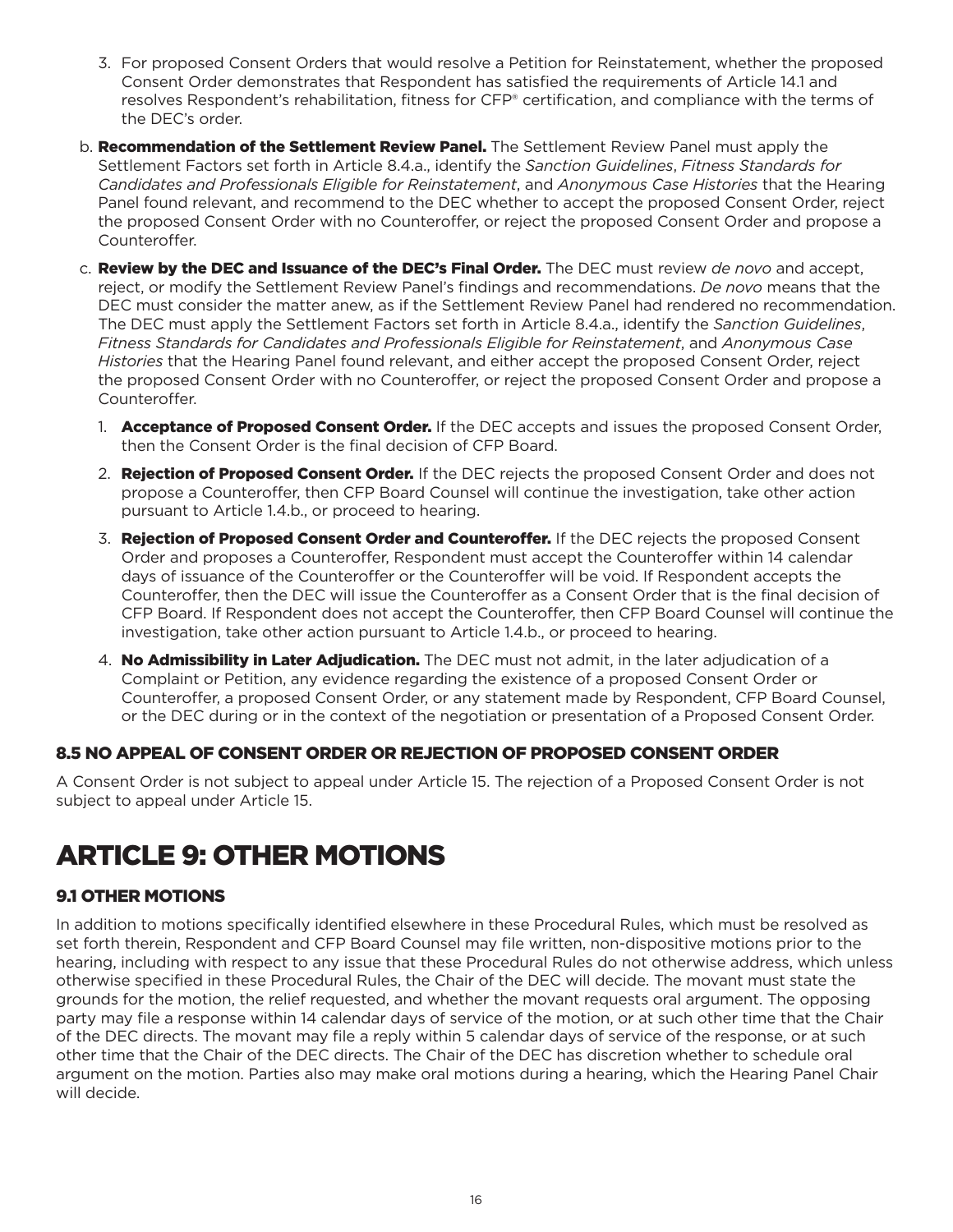3. For proposed Consent Orders that would resolve a Petition for Reinstatement, whether the proposed Consent Order demonstrates that Respondent has satisfied the requirements of Article 14.1 and resolves Respondent's rehabilitation, fitness for CFP® certification, and compliance with the terms of the DEC's order.

b. **Recommendation of the Settlement Review Panel.** The Settlement Review Panel must apply the Settlement Factors set forth in Article 8.4.a., identify the *Sanction Guidelines*, *Fitness Standards for Candidates and Professionals Eligible for Reinstatement*, and *Anonymous Case Histories* that the Hearing Panel found relevant, and recommend to the DEC whether to accept the proposed Consent Order, reject the proposed Consent Order with no Counteroffer, or reject the proposed Consent Order and propose a Counteroffer.

c. **Review by the DEC and Issuance of the DEC's Final Order.** The DEC must review *de novo* and accept, reject, or modify the Settlement Review Panel's findings and recommendations. *De novo* means that the DEC must consider the matter anew, as if the Settlement Review Panel had rendered no recommendation. The DEC must apply the Settlement Factors set forth in Article 8.4.a., identify the *Sanction Guidelines*, *Fitness Standards for Candidates and Professionals Eligible for Reinstatement*, and *Anonymous Case Histories* that the Hearing Panel found relevant, and either accept the proposed Consent Order, reject the proposed Consent Order with no Counteroffer, or reject the proposed Consent Order and propose a Counteroffer.

1. **Acceptance of Proposed Consent Order.** If the DEC accepts and issues the proposed Consent Order, then the Consent Order is the final decision of CFP Board.
2. **Rejection of Proposed Consent Order.** If the DEC rejects the proposed Consent Order and does not propose a Counteroffer, then CFP Board Counsel will continue the investigation, take other action pursuant to Article 1.4.b., or proceed to hearing.
3. **Rejection of Proposed Consent Order and Counteroffer.** If the DEC rejects the proposed Consent Order and proposes a Counteroffer, Respondent must accept the Counteroffer within 14 calendar days of issuance of the Counteroffer or the Counteroffer will be void. If Respondent accepts the Counteroffer, then the DEC will issue the Counteroffer as a Consent Order that is the final decision of CFP Board. If Respondent does not accept the Counteroffer, then CFP Board Counsel will continue the investigation, take other action pursuant to Article 1.4.b., or proceed to hearing.
4. **No Admissibility in Later Adjudication.** The DEC must not admit, in the later adjudication of a Complaint or Petition, any evidence regarding the existence of a proposed Consent Order or Counteroffer, a proposed Consent Order, or any statement made by Respondent, CFP Board Counsel, or the DEC during or in the context of the negotiation or presentation of a Proposed Consent Order.

### 8.5 NO APPEAL OF CONSENT ORDER OR REJECTION OF PROPOSED CONSENT ORDER

A Consent Order is not subject to appeal under Article 15. The rejection of a Proposed Consent Order is not subject to appeal under Article 15.

## ARTICLE 9: OTHER MOTIONS

### 9.1 OTHER MOTIONS

In addition to motions specifically identified elsewhere in these Procedural Rules, which must be resolved as set forth therein, Respondent and CFP Board Counsel may file written, non-dispositive motions prior to the hearing, including with respect to any issue that these Procedural Rules do not otherwise address, which unless otherwise specified in these Procedural Rules, the Chair of the DEC will decide. The movant must state the grounds for the motion, the relief requested, and whether the movant requests oral argument. The opposing party may file a response within 14 calendar days of service of the motion, or at such other time that the Chair of the DEC directs. The movant may file a reply within 5 calendar days of service of the response, or at such other time that the Chair of the DEC directs. The Chair of the DEC has discretion whether to schedule oral argument on the motion. Parties also may make oral motions during a hearing, which the Hearing Panel Chair will decide.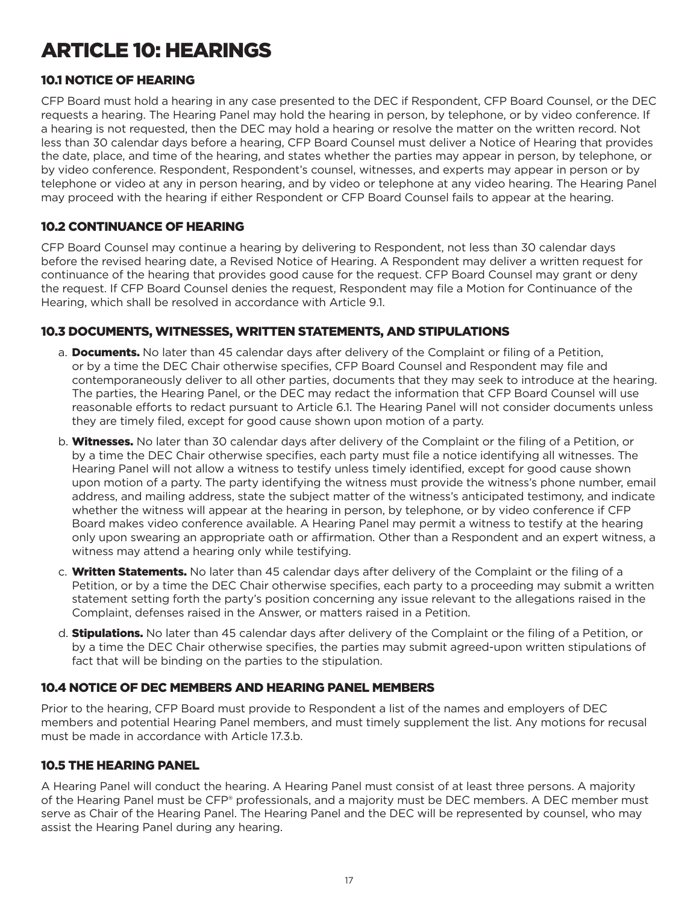# ARTICLE 10: HEARINGS

## 10.1 NOTICE OF HEARING

CFP Board must hold a hearing in any case presented to the DEC if Respondent, CFP Board Counsel, or the DEC requests a hearing. The Hearing Panel may hold the hearing in person, by telephone, or by video conference. If a hearing is not requested, then the DEC may hold a hearing or resolve the matter on the written record. Not less than 30 calendar days before a hearing, CFP Board Counsel must deliver a Notice of Hearing that provides the date, place, and time of the hearing, and states whether the parties may appear in person, by telephone, or by video conference. Respondent, Respondent's counsel, witnesses, and experts may appear in person or by telephone or video at any in person hearing, and by video or telephone at any video hearing. The Hearing Panel may proceed with the hearing if either Respondent or CFP Board Counsel fails to appear at the hearing.

## 10.2 CONTINUANCE OF HEARING

CFP Board Counsel may continue a hearing by delivering to Respondent, not less than 30 calendar days before the revised hearing date, a Revised Notice of Hearing. A Respondent may deliver a written request for continuance of the hearing that provides good cause for the request. CFP Board Counsel may grant or deny the request. If CFP Board Counsel denies the request, Respondent may file a Motion for Continuance of the Hearing, which shall be resolved in accordance with Article 9.1.

## 10.3 DOCUMENTS, WITNESSES, WRITTEN STATEMENTS, AND STIPULATIONS

a. **Documents.** No later than 45 calendar days after delivery of the Complaint or filing of a Petition, or by a time the DEC Chair otherwise specifies, CFP Board Counsel and Respondent may file and contemporaneously deliver to all other parties, documents that they may seek to introduce at the hearing. The parties, the Hearing Panel, or the DEC may redact the information that CFP Board Counsel will use reasonable efforts to redact pursuant to Article 6.1. The Hearing Panel will not consider documents unless they are timely filed, except for good cause shown upon motion of a party.

b. **Witnesses.** No later than 30 calendar days after delivery of the Complaint or the filing of a Petition, or by a time the DEC Chair otherwise specifies, each party must file a notice identifying all witnesses. The Hearing Panel will not allow a witness to testify unless timely identified, except for good cause shown upon motion of a party. The party identifying the witness must provide the witness's phone number, email address, and mailing address, state the subject matter of the witness's anticipated testimony, and indicate whether the witness will appear at the hearing in person, by telephone, or by video conference if CFP Board makes video conference available. A Hearing Panel may permit a witness to testify at the hearing only upon swearing an appropriate oath or affirmation. Other than a Respondent and an expert witness, a witness may attend a hearing only while testifying.

c. **Written Statements.** No later than 45 calendar days after delivery of the Complaint or the filing of a Petition, or by a time the DEC Chair otherwise specifies, each party to a proceeding may submit a written statement setting forth the party's position concerning any issue relevant to the allegations raised in the Complaint, defenses raised in the Answer, or matters raised in a Petition.

d. **Stipulations.** No later than 45 calendar days after delivery of the Complaint or the filing of a Petition, or by a time the DEC Chair otherwise specifies, the parties may submit agreed-upon written stipulations of fact that will be binding on the parties to the stipulation.

## 10.4 NOTICE OF DEC MEMBERS AND HEARING PANEL MEMBERS

Prior to the hearing, CFP Board must provide to Respondent a list of the names and employers of DEC members and potential Hearing Panel members, and must timely supplement the list. Any motions for recusal must be made in accordance with Article 17.3.b.

## 10.5 THE HEARING PANEL

A Hearing Panel will conduct the hearing. A Hearing Panel must consist of at least three persons. A majority of the Hearing Panel must be CFP® professionals, and a majority must be DEC members. A DEC member must serve as Chair of the Hearing Panel. The Hearing Panel and the DEC will be represented by counsel, who may assist the Hearing Panel during any hearing.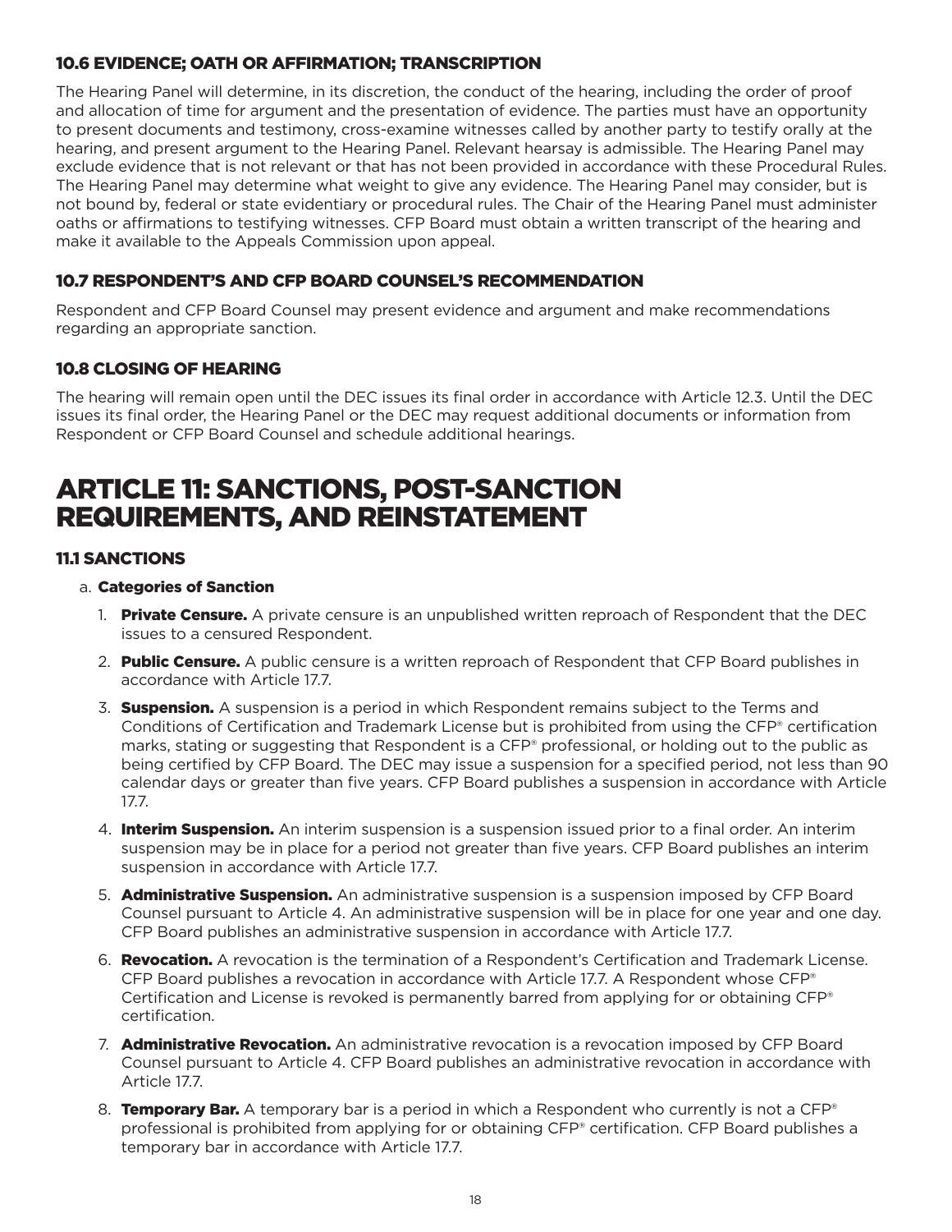### 10.6 EVIDENCE; OATH OR AFFIRMATION; TRANSCRIPTION

The Hearing Panel will determine, in its discretion, the conduct of the hearing, including the order of proof and allocation of time for argument and the presentation of evidence. The parties must have an opportunity to present documents and testimony, cross-examine witnesses called by another party to testify orally at the hearing, and present argument to the Hearing Panel. Relevant hearsay is admissible. The Hearing Panel may exclude evidence that is not relevant or that has not been provided in accordance with these Procedural Rules. The Hearing Panel may determine what weight to give any evidence. The Hearing Panel may consider, but is not bound by, federal or state evidentiary or procedural rules. The Chair of the Hearing Panel must administer oaths or affirmations to testifying witnesses. CFP Board must obtain a written transcript of the hearing and make it available to the Appeals Commission upon appeal.

### 10.7 RESPONDENT'S AND CFP BOARD COUNSEL'S RECOMMENDATION

Respondent and CFP Board Counsel may present evidence and argument and make recommendations regarding an appropriate sanction.

### 10.8 CLOSING OF HEARING

The hearing will remain open until the DEC issues its final order in accordance with Article 12.3. Until the DEC issues its final order, the Hearing Panel or the DEC may request additional documents or information from Respondent or CFP Board Counsel and schedule additional hearings.

## ARTICLE 11: SANCTIONS, POST-SANCTION REQUIREMENTS, AND REINSTATEMENT

### 11.1 SANCTIONS

a. **Categories of Sanction**

1. **Private Censure.** A private censure is an unpublished written reproach of Respondent that the DEC issues to a censured Respondent.
2. **Public Censure.** A public censure is a written reproach of Respondent that CFP Board publishes in accordance with Article 17.7.
3. **Suspension.** A suspension is a period in which Respondent remains subject to the Terms and Conditions of Certification and Trademark License but is prohibited from using the CFP® certification marks, stating or suggesting that Respondent is a CFP® professional, or holding out to the public as being certified by CFP Board. The DEC may issue a suspension for a specified period, not less than 90 calendar days or greater than five years. CFP Board publishes a suspension in accordance with Article 17.7.
4. **Interim Suspension.** An interim suspension is a suspension issued prior to a final order. An interim suspension may be in place for a period not greater than five years. CFP Board publishes an interim suspension in accordance with Article 17.7.
5. **Administrative Suspension.** An administrative suspension is a suspension imposed by CFP Board Counsel pursuant to Article 4. An administrative suspension will be in place for one year and one day. CFP Board publishes an administrative suspension in accordance with Article 17.7.
6. **Revocation.** A revocation is the termination of a Respondent's Certification and Trademark License. CFP Board publishes a revocation in accordance with Article 17.7. A Respondent whose CFP® Certification and License is revoked is permanently barred from applying for or obtaining CFP® certification.
7. **Administrative Revocation.** An administrative revocation is a revocation imposed by CFP Board Counsel pursuant to Article 4. CFP Board publishes an administrative revocation in accordance with Article 17.7.
8. **Temporary Bar.** A temporary bar is a period in which a Respondent who currently is not a CFP® professional is prohibited from applying for or obtaining CFP® certification. CFP Board publishes a temporary bar in accordance with Article 17.7.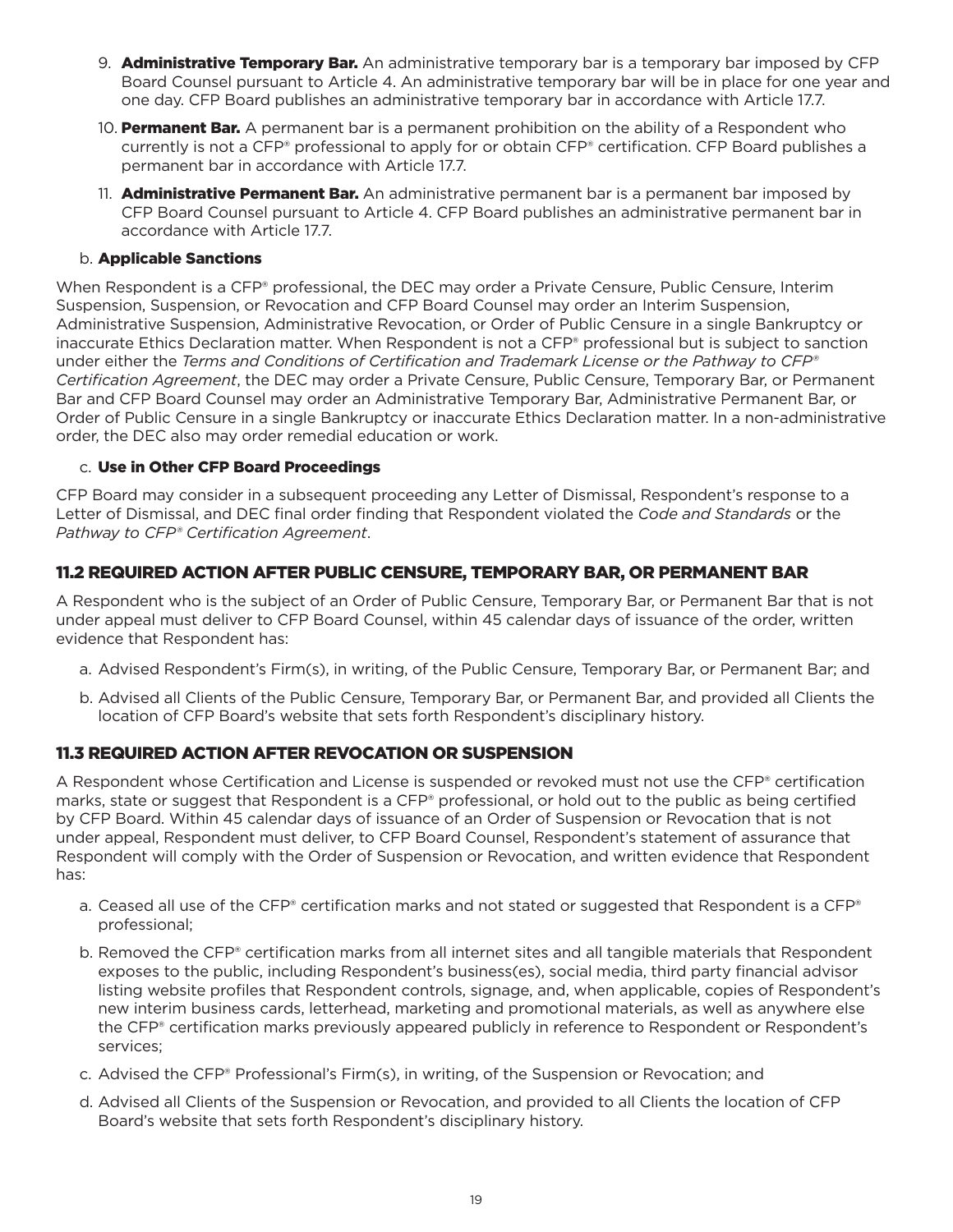9. **Administrative Temporary Bar.** An administrative temporary bar is a temporary bar imposed by CFP Board Counsel pursuant to Article 4. An administrative temporary bar will be in place for one year and one day. CFP Board publishes an administrative temporary bar in accordance with Article 17.7.

10. **Permanent Bar.** A permanent bar is a permanent prohibition on the ability of a Respondent who currently is not a CFP® professional to apply for or obtain CFP® certification. CFP Board publishes a permanent bar in accordance with Article 17.7.

11. **Administrative Permanent Bar.** An administrative permanent bar is a permanent bar imposed by CFP Board Counsel pursuant to Article 4. CFP Board publishes an administrative permanent bar in accordance with Article 17.7.

b. **Applicable Sanctions**

When Respondent is a CFP® professional, the DEC may order a Private Censure, Public Censure, Interim Suspension, Suspension, or Revocation and CFP Board Counsel may order an Interim Suspension, Administrative Suspension, Administrative Revocation, or Order of Public Censure in a single Bankruptcy or inaccurate Ethics Declaration matter. When Respondent is not a CFP® professional but is subject to sanction under either the *Terms and Conditions of Certification and Trademark License or the Pathway to CFP® Certification Agreement*, the DEC may order a Private Censure, Public Censure, Temporary Bar, or Permanent Bar and CFP Board Counsel may order an Administrative Temporary Bar, Administrative Permanent Bar, or Order of Public Censure in a single Bankruptcy or inaccurate Ethics Declaration matter. In a non-administrative order, the DEC also may order remedial education or work.

c. **Use in Other CFP Board Proceedings**

CFP Board may consider in a subsequent proceeding any Letter of Dismissal, Respondent's response to a Letter of Dismissal, and DEC final order finding that Respondent violated the *Code and Standards* or the *Pathway to CFP® Certification Agreement*.

## 11.2 REQUIRED ACTION AFTER PUBLIC CENSURE, TEMPORARY BAR, OR PERMANENT BAR

A Respondent who is the subject of an Order of Public Censure, Temporary Bar, or Permanent Bar that is not under appeal must deliver to CFP Board Counsel, within 45 calendar days of issuance of the order, written evidence that Respondent has:

a. Advised Respondent's Firm(s), in writing, of the Public Censure, Temporary Bar, or Permanent Bar; and

b. Advised all Clients of the Public Censure, Temporary Bar, or Permanent Bar, and provided all Clients the location of CFP Board's website that sets forth Respondent's disciplinary history.

## 11.3 REQUIRED ACTION AFTER REVOCATION OR SUSPENSION

A Respondent whose Certification and License is suspended or revoked must not use the CFP® certification marks, state or suggest that Respondent is a CFP® professional, or hold out to the public as being certified by CFP Board. Within 45 calendar days of issuance of an Order of Suspension or Revocation that is not under appeal, Respondent must deliver, to CFP Board Counsel, Respondent's statement of assurance that Respondent will comply with the Order of Suspension or Revocation, and written evidence that Respondent has:

a. Ceased all use of the CFP® certification marks and not stated or suggested that Respondent is a CFP® professional;

b. Removed the CFP® certification marks from all internet sites and all tangible materials that Respondent exposes to the public, including Respondent's business(es), social media, third party financial advisor listing website profiles that Respondent controls, signage, and, when applicable, copies of Respondent's new interim business cards, letterhead, marketing and promotional materials, as well as anywhere else the CFP® certification marks previously appeared publicly in reference to Respondent or Respondent's services;

c. Advised the CFP® Professional's Firm(s), in writing, of the Suspension or Revocation; and

d. Advised all Clients of the Suspension or Revocation, and provided to all Clients the location of CFP Board's website that sets forth Respondent's disciplinary history.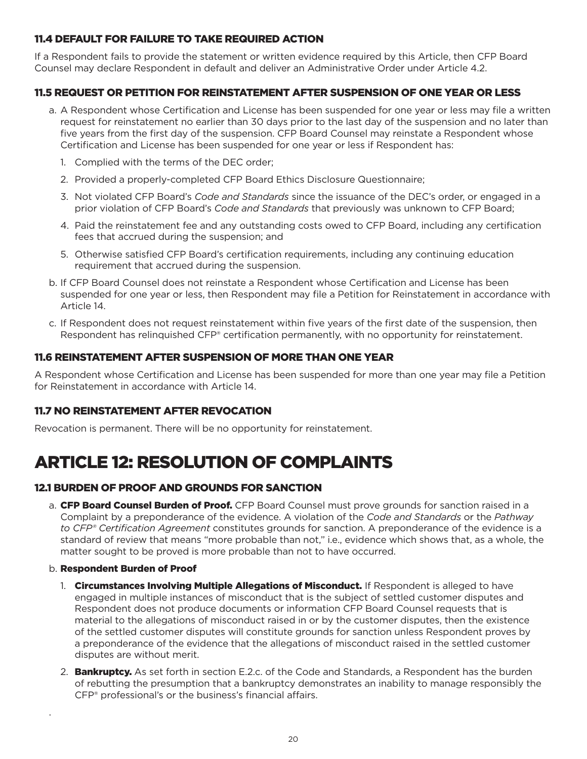### 11.4 DEFAULT FOR FAILURE TO TAKE REQUIRED ACTION

If a Respondent fails to provide the statement or written evidence required by this Article, then CFP Board Counsel may declare Respondent in default and deliver an Administrative Order under Article 4.2.

### 11.5 REQUEST OR PETITION FOR REINSTATEMENT AFTER SUSPENSION OF ONE YEAR OR LESS

a. A Respondent whose Certification and License has been suspended for one year or less may file a written request for reinstatement no earlier than 30 days prior to the last day of the suspension and no later than five years from the first day of the suspension. CFP Board Counsel may reinstate a Respondent whose Certification and License has been suspended for one year or less if Respondent has:

   1. Complied with the terms of the DEC order;
   2. Provided a properly-completed CFP Board Ethics Disclosure Questionnaire;
   3. Not violated CFP Board's *Code and Standards* since the issuance of the DEC's order, or engaged in a prior violation of CFP Board's *Code and Standards* that previously was unknown to CFP Board;
   4. Paid the reinstatement fee and any outstanding costs owed to CFP Board, including any certification fees that accrued during the suspension; and
   5. Otherwise satisfied CFP Board's certification requirements, including any continuing education requirement that accrued during the suspension.

b. If CFP Board Counsel does not reinstate a Respondent whose Certification and License has been suspended for one year or less, then Respondent may file a Petition for Reinstatement in accordance with Article 14.

c. If Respondent does not request reinstatement within five years of the first date of the suspension, then Respondent has relinquished CFP® certification permanently, with no opportunity for reinstatement.

### 11.6 REINSTATEMENT AFTER SUSPENSION OF MORE THAN ONE YEAR

A Respondent whose Certification and License has been suspended for more than one year may file a Petition for Reinstatement in accordance with Article 14.

### 11.7 NO REINSTATEMENT AFTER REVOCATION

Revocation is permanent. There will be no opportunity for reinstatement.

# ARTICLE 12: RESOLUTION OF COMPLAINTS

### 12.1 BURDEN OF PROOF AND GROUNDS FOR SANCTION

a. **CFP Board Counsel Burden of Proof.** CFP Board Counsel must prove grounds for sanction raised in a Complaint by a preponderance of the evidence. A violation of the *Code and Standards* or the *Pathway to CFP® Certification Agreement* constitutes grounds for sanction. A preponderance of the evidence is a standard of review that means "more probable than not," i.e., evidence which shows that, as a whole, the matter sought to be proved is more probable than not to have occurred.

b. **Respondent Burden of Proof**

   1. **Circumstances Involving Multiple Allegations of Misconduct.** If Respondent is alleged to have engaged in multiple instances of misconduct that is the subject of settled customer disputes and Respondent does not produce documents or information CFP Board Counsel requests that is material to the allegations of misconduct raised in or by the customer disputes, then the existence of the settled customer disputes will constitute grounds for sanction unless Respondent proves by a preponderance of the evidence that the allegations of misconduct raised in the settled customer disputes are without merit.
   2. **Bankruptcy.** As set forth in section E.2.c. of the Code and Standards, a Respondent has the burden of rebutting the presumption that a bankruptcy demonstrates an inability to manage responsibly the CFP® professional's or the business's financial affairs.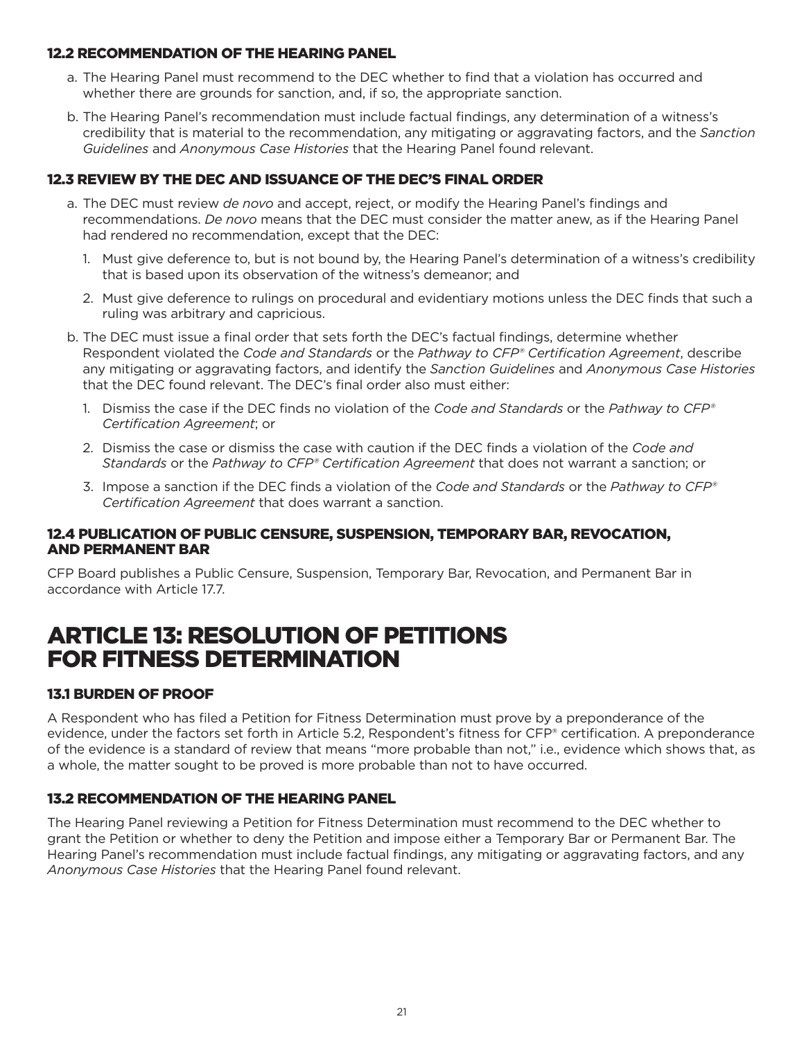### 12.2 RECOMMENDATION OF THE HEARING PANEL

a. The Hearing Panel must recommend to the DEC whether to find that a violation has occurred and whether there are grounds for sanction, and, if so, the appropriate sanction.

b. The Hearing Panel's recommendation must include factual findings, any determination of a witness's credibility that is material to the recommendation, any mitigating or aggravating factors, and the *Sanction Guidelines* and *Anonymous Case Histories* that the Hearing Panel found relevant.

### 12.3 REVIEW BY THE DEC AND ISSUANCE OF THE DEC'S FINAL ORDER

a. The DEC must review *de novo* and accept, reject, or modify the Hearing Panel's findings and recommendations. *De novo* means that the DEC must consider the matter anew, as if the Hearing Panel had rendered no recommendation, except that the DEC:

   1. Must give deference to, but is not bound by, the Hearing Panel's determination of a witness's credibility that is based upon its observation of the witness's demeanor; and

   2. Must give deference to rulings on procedural and evidentiary motions unless the DEC finds that such a ruling was arbitrary and capricious.

b. The DEC must issue a final order that sets forth the DEC's factual findings, determine whether Respondent violated the *Code and Standards* or the *Pathway to CFP® Certification Agreement*, describe any mitigating or aggravating factors, and identify the *Sanction Guidelines* and *Anonymous Case Histories* that the DEC found relevant. The DEC's final order also must either:

   1. Dismiss the case if the DEC finds no violation of the *Code and Standards* or the *Pathway to CFP® Certification Agreement*; or

   2. Dismiss the case or dismiss the case with caution if the DEC finds a violation of the *Code and Standards* or the *Pathway to CFP® Certification Agreement* that does not warrant a sanction; or

   3. Impose a sanction if the DEC finds a violation of the *Code and Standards* or the *Pathway to CFP® Certification Agreement* that does warrant a sanction.

### 12.4 PUBLICATION OF PUBLIC CENSURE, SUSPENSION, TEMPORARY BAR, REVOCATION, AND PERMANENT BAR

CFP Board publishes a Public Censure, Suspension, Temporary Bar, Revocation, and Permanent Bar in accordance with Article 17.7.

## ARTICLE 13: RESOLUTION OF PETITIONS FOR FITNESS DETERMINATION

### 13.1 BURDEN OF PROOF

A Respondent who has filed a Petition for Fitness Determination must prove by a preponderance of the evidence, under the factors set forth in Article 5.2, Respondent's fitness for CFP® certification. A preponderance of the evidence is a standard of review that means "more probable than not," i.e., evidence which shows that, as a whole, the matter sought to be proved is more probable than not to have occurred.

### 13.2 RECOMMENDATION OF THE HEARING PANEL

The Hearing Panel reviewing a Petition for Fitness Determination must recommend to the DEC whether to grant the Petition or whether to deny the Petition and impose either a Temporary Bar or Permanent Bar. The Hearing Panel's recommendation must include factual findings, any mitigating or aggravating factors, and any *Anonymous Case Histories* that the Hearing Panel found relevant.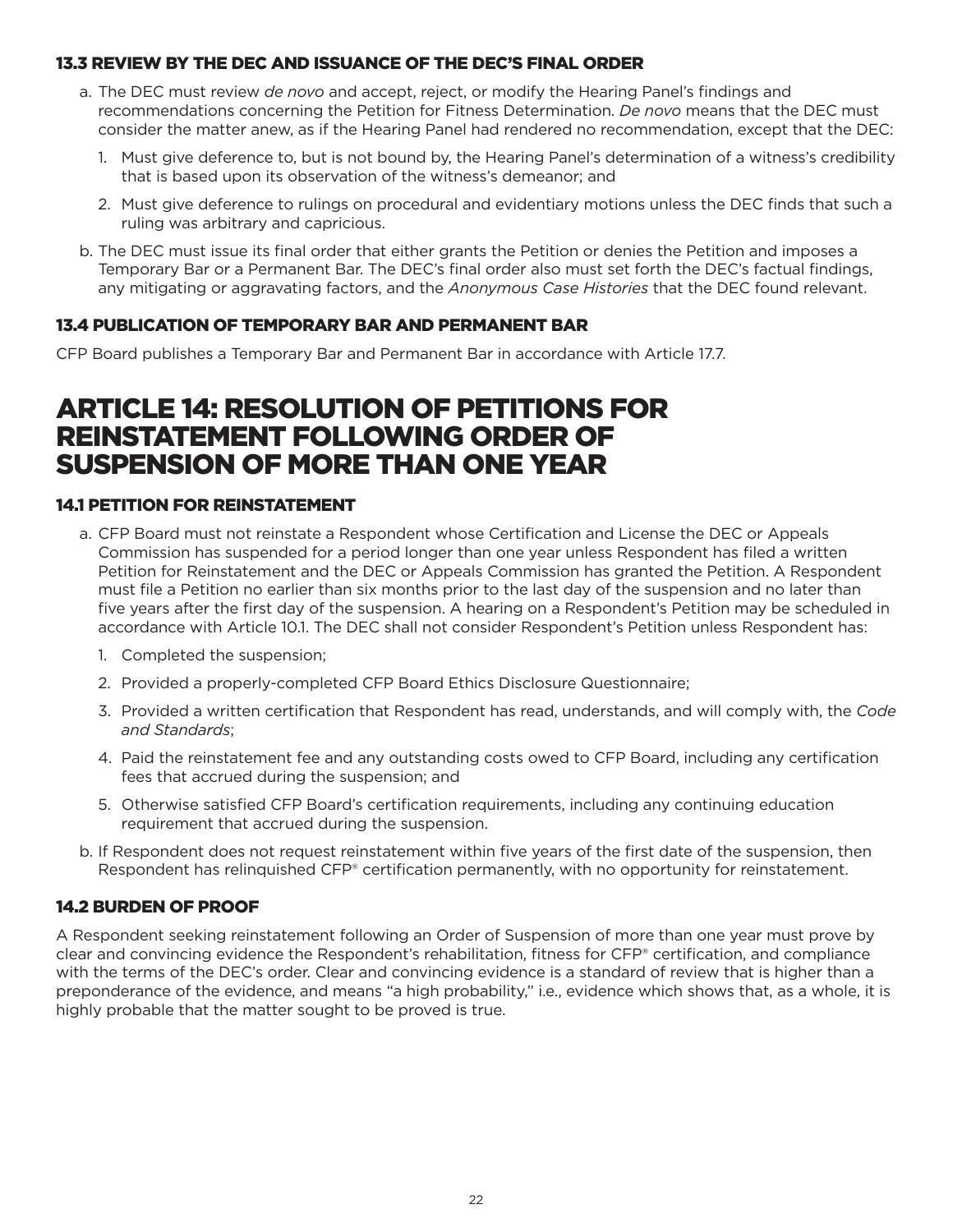### 13.3 REVIEW BY THE DEC AND ISSUANCE OF THE DEC'S FINAL ORDER

a. The DEC must review *de novo* and accept, reject, or modify the Hearing Panel's findings and recommendations concerning the Petition for Fitness Determination. *De novo* means that the DEC must consider the matter anew, as if the Hearing Panel had rendered no recommendation, except that the DEC:

   1. Must give deference to, but is not bound by, the Hearing Panel's determination of a witness's credibility that is based upon its observation of the witness's demeanor; and

   2. Must give deference to rulings on procedural and evidentiary motions unless the DEC finds that such a ruling was arbitrary and capricious.

b. The DEC must issue its final order that either grants the Petition or denies the Petition and imposes a Temporary Bar or a Permanent Bar. The DEC's final order also must set forth the DEC's factual findings, any mitigating or aggravating factors, and the *Anonymous Case Histories* that the DEC found relevant.

### 13.4 PUBLICATION OF TEMPORARY BAR AND PERMANENT BAR

CFP Board publishes a Temporary Bar and Permanent Bar in accordance with Article 17.7.

## ARTICLE 14: RESOLUTION OF PETITIONS FOR REINSTATEMENT FOLLOWING ORDER OF SUSPENSION OF MORE THAN ONE YEAR

### 14.1 PETITION FOR REINSTATEMENT

a. CFP Board must not reinstate a Respondent whose Certification and License the DEC or Appeals Commission has suspended for a period longer than one year unless Respondent has filed a written Petition for Reinstatement and the DEC or Appeals Commission has granted the Petition. A Respondent must file a Petition no earlier than six months prior to the last day of the suspension and no later than five years after the first day of the suspension. A hearing on a Respondent's Petition may be scheduled in accordance with Article 10.1. The DEC shall not consider Respondent's Petition unless Respondent has:

   1. Completed the suspension;

   2. Provided a properly-completed CFP Board Ethics Disclosure Questionnaire;

   3. Provided a written certification that Respondent has read, understands, and will comply with, the *Code and Standards*;

   4. Paid the reinstatement fee and any outstanding costs owed to CFP Board, including any certification fees that accrued during the suspension; and

   5. Otherwise satisfied CFP Board's certification requirements, including any continuing education requirement that accrued during the suspension.

b. If Respondent does not request reinstatement within five years of the first date of the suspension, then Respondent has relinquished CFP® certification permanently, with no opportunity for reinstatement.

### 14.2 BURDEN OF PROOF

A Respondent seeking reinstatement following an Order of Suspension of more than one year must prove by clear and convincing evidence the Respondent's rehabilitation, fitness for CFP® certification, and compliance with the terms of the DEC's order. Clear and convincing evidence is a standard of review that is higher than a preponderance of the evidence, and means "a high probability," i.e., evidence which shows that, as a whole, it is highly probable that the matter sought to be proved is true.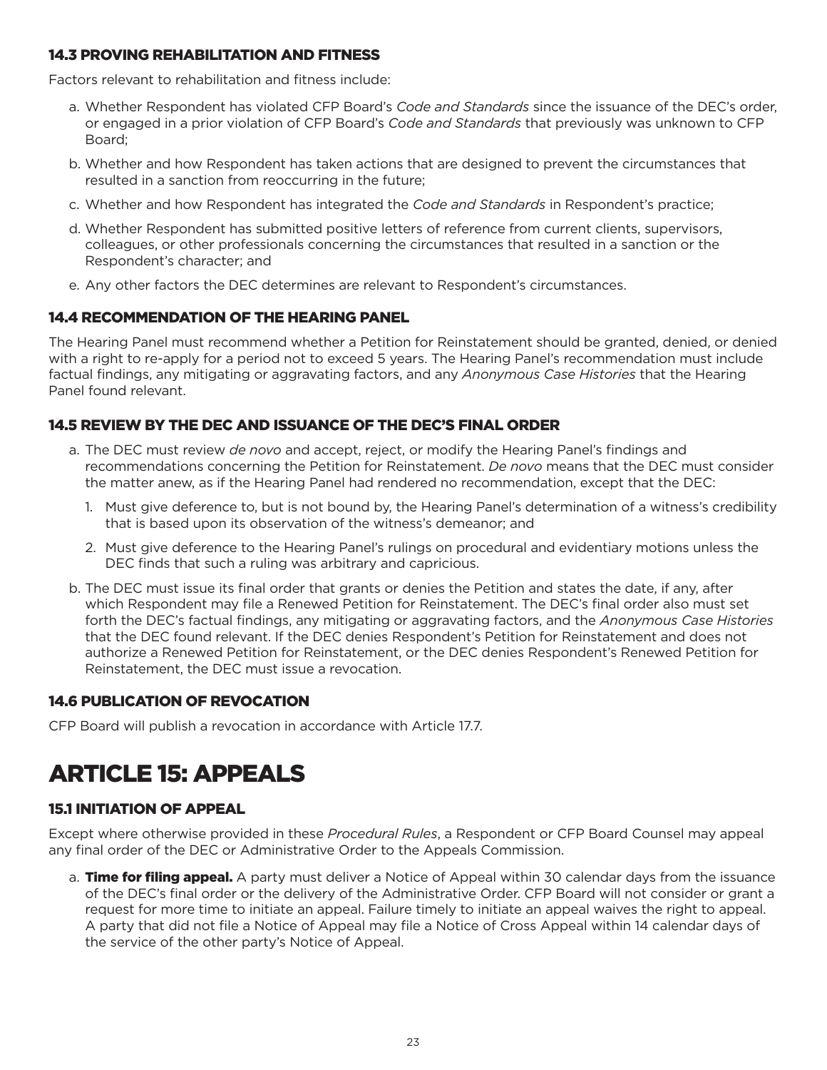### 14.3 PROVING REHABILITATION AND FITNESS

Factors relevant to rehabilitation and fitness include:

a. Whether Respondent has violated CFP Board's *Code and Standards* since the issuance of the DEC's order, or engaged in a prior violation of CFP Board's *Code and Standards* that previously was unknown to CFP Board;

b. Whether and how Respondent has taken actions that are designed to prevent the circumstances that resulted in a sanction from reoccurring in the future;

c. Whether and how Respondent has integrated the *Code and Standards* in Respondent's practice;

d. Whether Respondent has submitted positive letters of reference from current clients, supervisors, colleagues, or other professionals concerning the circumstances that resulted in a sanction or the Respondent's character; and

e. Any other factors the DEC determines are relevant to Respondent's circumstances.

### 14.4 RECOMMENDATION OF THE HEARING PANEL

The Hearing Panel must recommend whether a Petition for Reinstatement should be granted, denied, or denied with a right to re-apply for a period not to exceed 5 years. The Hearing Panel's recommendation must include factual findings, any mitigating or aggravating factors, and any *Anonymous Case Histories* that the Hearing Panel found relevant.

### 14.5 REVIEW BY THE DEC AND ISSUANCE OF THE DEC'S FINAL ORDER

a. The DEC must review *de novo* and accept, reject, or modify the Hearing Panel's findings and recommendations concerning the Petition for Reinstatement. *De novo* means that the DEC must consider the matter anew, as if the Hearing Panel had rendered no recommendation, except that the DEC:

   1. Must give deference to, but is not bound by, the Hearing Panel's determination of a witness's credibility that is based upon its observation of the witness's demeanor; and

   2. Must give deference to the Hearing Panel's rulings on procedural and evidentiary motions unless the DEC finds that such a ruling was arbitrary and capricious.

b. The DEC must issue its final order that grants or denies the Petition and states the date, if any, after which Respondent may file a Renewed Petition for Reinstatement. The DEC's final order also must set forth the DEC's factual findings, any mitigating or aggravating factors, and the *Anonymous Case Histories* that the DEC found relevant. If the DEC denies Respondent's Petition for Reinstatement and does not authorize a Renewed Petition for Reinstatement, or the DEC denies Respondent's Renewed Petition for Reinstatement, the DEC must issue a revocation.

### 14.6 PUBLICATION OF REVOCATION

CFP Board will publish a revocation in accordance with Article 17.7.

## ARTICLE 15: APPEALS

### 15.1 INITIATION OF APPEAL

Except where otherwise provided in these *Procedural Rules*, a Respondent or CFP Board Counsel may appeal any final order of the DEC or Administrative Order to the Appeals Commission.

a. **Time for filing appeal.** A party must deliver a Notice of Appeal within 30 calendar days from the issuance of the DEC's final order or the delivery of the Administrative Order. CFP Board will not consider or grant a request for more time to initiate an appeal. Failure timely to initiate an appeal waives the right to appeal. A party that did not file a Notice of Appeal may file a Notice of Cross Appeal within 14 calendar days of the service of the other party's Notice of Appeal.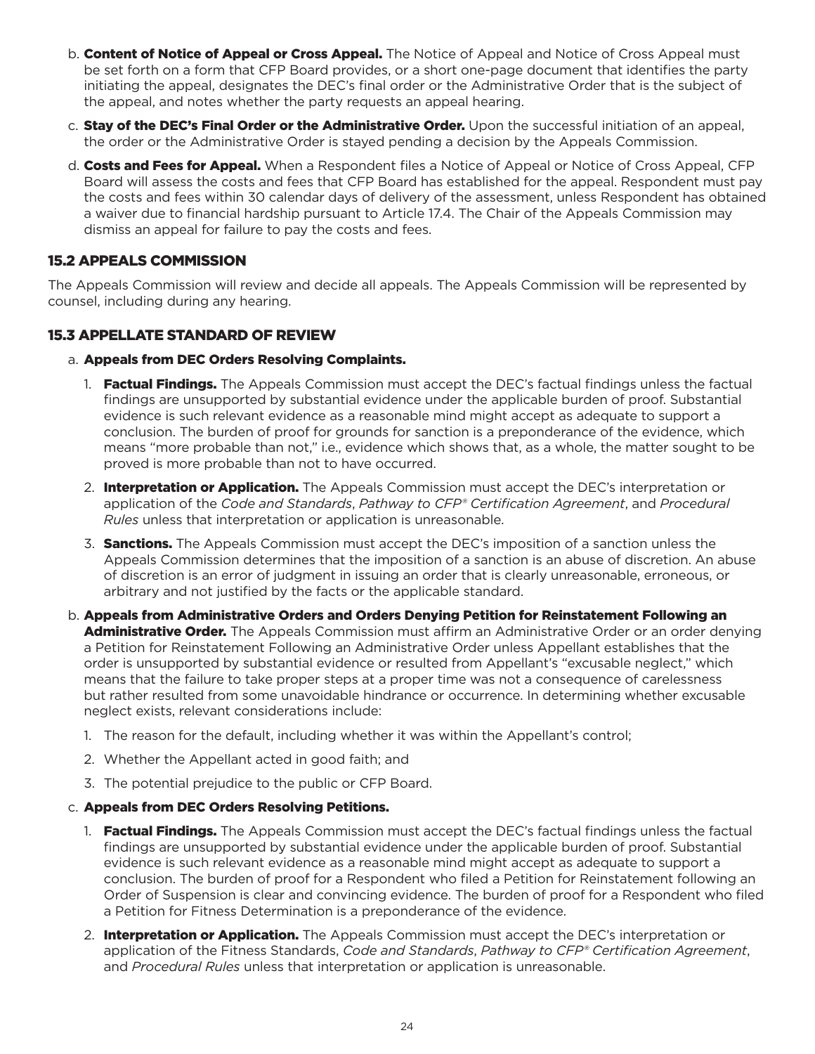b. **Content of Notice of Appeal or Cross Appeal.** The Notice of Appeal and Notice of Cross Appeal must be set forth on a form that CFP Board provides, or a short one-page document that identifies the party initiating the appeal, designates the DEC's final order or the Administrative Order that is the subject of the appeal, and notes whether the party requests an appeal hearing.

c. **Stay of the DEC's Final Order or the Administrative Order.** Upon the successful initiation of an appeal, the order or the Administrative Order is stayed pending a decision by the Appeals Commission.

d. **Costs and Fees for Appeal.** When a Respondent files a Notice of Appeal or Notice of Cross Appeal, CFP Board will assess the costs and fees that CFP Board has established for the appeal. Respondent must pay the costs and fees within 30 calendar days of delivery of the assessment, unless Respondent has obtained a waiver due to financial hardship pursuant to Article 17.4. The Chair of the Appeals Commission may dismiss an appeal for failure to pay the costs and fees.

## 15.2 APPEALS COMMISSION

The Appeals Commission will review and decide all appeals. The Appeals Commission will be represented by counsel, including during any hearing.

## 15.3 APPELLATE STANDARD OF REVIEW

a. **Appeals from DEC Orders Resolving Complaints.**

1. **Factual Findings.** The Appeals Commission must accept the DEC's factual findings unless the factual findings are unsupported by substantial evidence under the applicable burden of proof. Substantial evidence is such relevant evidence as a reasonable mind might accept as adequate to support a conclusion. The burden of proof for grounds for sanction is a preponderance of the evidence, which means "more probable than not," i.e., evidence which shows that, as a whole, the matter sought to be proved is more probable than not to have occurred.

2. **Interpretation or Application.** The Appeals Commission must accept the DEC's interpretation or application of the *Code and Standards*, *Pathway to CFP® Certification Agreement*, and *Procedural Rules* unless that interpretation or application is unreasonable.

3. **Sanctions.** The Appeals Commission must accept the DEC's imposition of a sanction unless the Appeals Commission determines that the imposition of a sanction is an abuse of discretion. An abuse of discretion is an error of judgment in issuing an order that is clearly unreasonable, erroneous, or arbitrary and not justified by the facts or the applicable standard.

b. **Appeals from Administrative Orders and Orders Denying Petition for Reinstatement Following an Administrative Order.** The Appeals Commission must affirm an Administrative Order or an order denying a Petition for Reinstatement Following an Administrative Order unless Appellant establishes that the order is unsupported by substantial evidence or resulted from Appellant's "excusable neglect," which means that the failure to take proper steps at a proper time was not a consequence of carelessness but rather resulted from some unavoidable hindrance or occurrence. In determining whether excusable neglect exists, relevant considerations include:

1. The reason for the default, including whether it was within the Appellant's control;

2. Whether the Appellant acted in good faith; and

3. The potential prejudice to the public or CFP Board.

c. **Appeals from DEC Orders Resolving Petitions.**

1. **Factual Findings.** The Appeals Commission must accept the DEC's factual findings unless the factual findings are unsupported by substantial evidence under the applicable burden of proof. Substantial evidence is such relevant evidence as a reasonable mind might accept as adequate to support a conclusion. The burden of proof for a Respondent who filed a Petition for Reinstatement following an Order of Suspension is clear and convincing evidence. The burden of proof for a Respondent who filed a Petition for Fitness Determination is a preponderance of the evidence.

2. **Interpretation or Application.** The Appeals Commission must accept the DEC's interpretation or application of the Fitness Standards, *Code and Standards*, *Pathway to CFP® Certification Agreement*, and *Procedural Rules* unless that interpretation or application is unreasonable.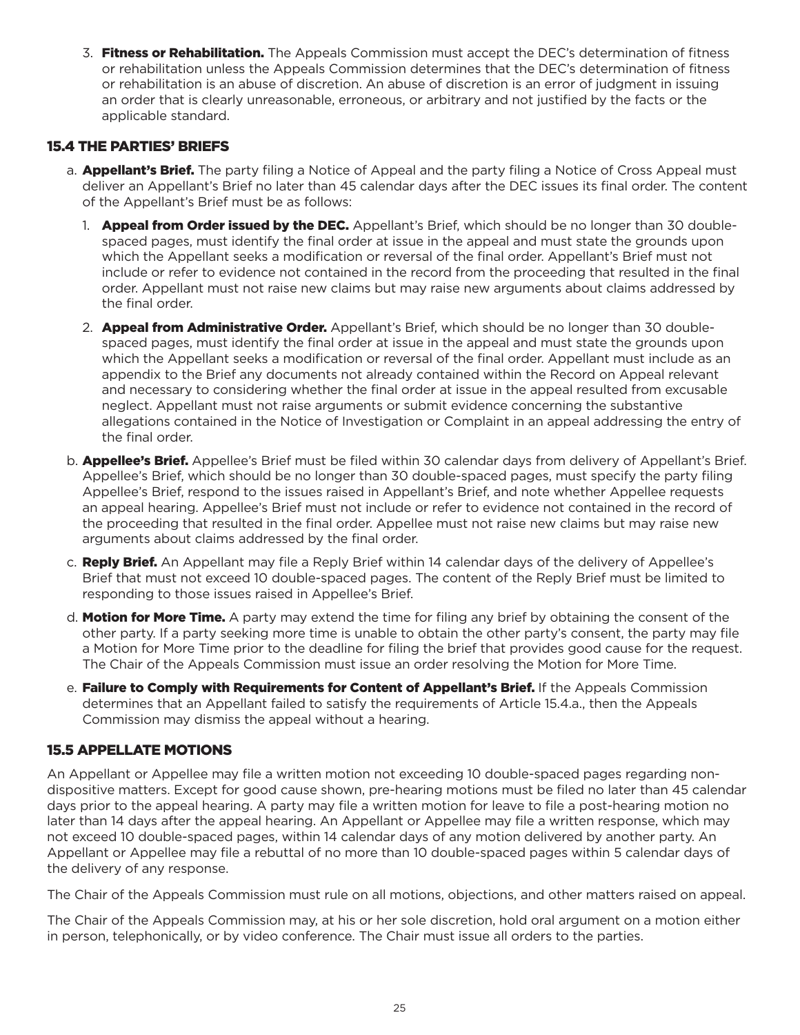3. **Fitness or Rehabilitation.** The Appeals Commission must accept the DEC's determination of fitness or rehabilitation unless the Appeals Commission determines that the DEC's determination of fitness or rehabilitation is an abuse of discretion. An abuse of discretion is an error of judgment in issuing an order that is clearly unreasonable, erroneous, or arbitrary and not justified by the facts or the applicable standard.

## 15.4 THE PARTIES' BRIEFS

a. **Appellant's Brief.** The party filing a Notice of Appeal and the party filing a Notice of Cross Appeal must deliver an Appellant's Brief no later than 45 calendar days after the DEC issues its final order. The content of the Appellant's Brief must be as follows:

   1. **Appeal from Order issued by the DEC.** Appellant's Brief, which should be no longer than 30 double-spaced pages, must identify the final order at issue in the appeal and must state the grounds upon which the Appellant seeks a modification or reversal of the final order. Appellant's Brief must not include or refer to evidence not contained in the record from the proceeding that resulted in the final order. Appellant must not raise new claims but may raise new arguments about claims addressed by the final order.

   2. **Appeal from Administrative Order.** Appellant's Brief, which should be no longer than 30 double-spaced pages, must identify the final order at issue in the appeal and must state the grounds upon which the Appellant seeks a modification or reversal of the final order. Appellant must include as an appendix to the Brief any documents not already contained within the Record on Appeal relevant and necessary to considering whether the final order at issue in the appeal resulted from excusable neglect. Appellant must not raise arguments or submit evidence concerning the substantive allegations contained in the Notice of Investigation or Complaint in an appeal addressing the entry of the final order.

b. **Appellee's Brief.** Appellee's Brief must be filed within 30 calendar days from delivery of Appellant's Brief. Appellee's Brief, which should be no longer than 30 double-spaced pages, must specify the party filing Appellee's Brief, respond to the issues raised in Appellant's Brief, and note whether Appellee requests an appeal hearing. Appellee's Brief must not include or refer to evidence not contained in the record of the proceeding that resulted in the final order. Appellee must not raise new claims but may raise new arguments about claims addressed by the final order.

c. **Reply Brief.** An Appellant may file a Reply Brief within 14 calendar days of the delivery of Appellee's Brief that must not exceed 10 double-spaced pages. The content of the Reply Brief must be limited to responding to those issues raised in Appellee's Brief.

d. **Motion for More Time.** A party may extend the time for filing any brief by obtaining the consent of the other party. If a party seeking more time is unable to obtain the other party's consent, the party may file a Motion for More Time prior to the deadline for filing the brief that provides good cause for the request. The Chair of the Appeals Commission must issue an order resolving the Motion for More Time.

e. **Failure to Comply with Requirements for Content of Appellant's Brief.** If the Appeals Commission determines that an Appellant failed to satisfy the requirements of Article 15.4.a., then the Appeals Commission may dismiss the appeal without a hearing.

## 15.5 APPELLATE MOTIONS

An Appellant or Appellee may file a written motion not exceeding 10 double-spaced pages regarding non-dispositive matters. Except for good cause shown, pre-hearing motions must be filed no later than 45 calendar days prior to the appeal hearing. A party may file a written motion for leave to file a post-hearing motion no later than 14 days after the appeal hearing. An Appellant or Appellee may file a written response, which may not exceed 10 double-spaced pages, within 14 calendar days of any motion delivered by another party. An Appellant or Appellee may file a rebuttal of no more than 10 double-spaced pages within 5 calendar days of the delivery of any response.

The Chair of the Appeals Commission must rule on all motions, objections, and other matters raised on appeal.

The Chair of the Appeals Commission may, at his or her sole discretion, hold oral argument on a motion either in person, telephonically, or by video conference. The Chair must issue all orders to the parties.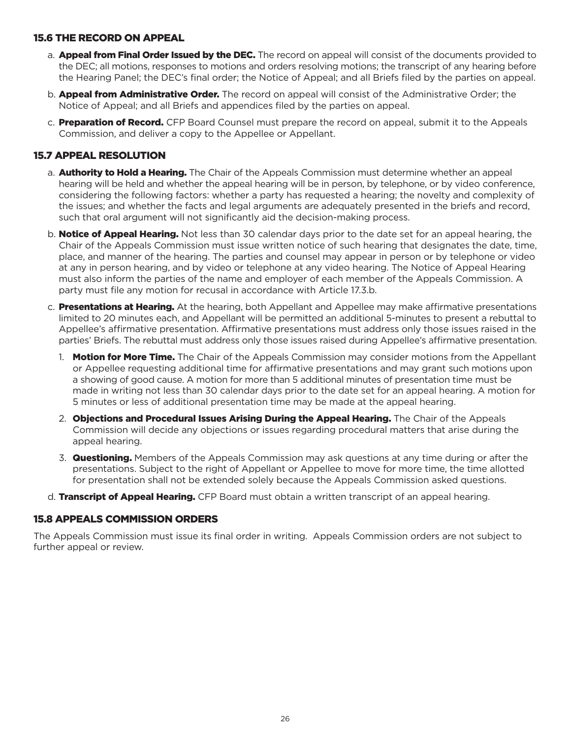## 15.6 THE RECORD ON APPEAL

a. **Appeal from Final Order Issued by the DEC.** The record on appeal will consist of the documents provided to the DEC; all motions, responses to motions and orders resolving motions; the transcript of any hearing before the Hearing Panel; the DEC's final order; the Notice of Appeal; and all Briefs filed by the parties on appeal.

b. **Appeal from Administrative Order.** The record on appeal will consist of the Administrative Order; the Notice of Appeal; and all Briefs and appendices filed by the parties on appeal.

c. **Preparation of Record.** CFP Board Counsel must prepare the record on appeal, submit it to the Appeals Commission, and deliver a copy to the Appellee or Appellant.

## 15.7 APPEAL RESOLUTION

a. **Authority to Hold a Hearing.** The Chair of the Appeals Commission must determine whether an appeal hearing will be held and whether the appeal hearing will be in person, by telephone, or by video conference, considering the following factors: whether a party has requested a hearing; the novelty and complexity of the issues; and whether the facts and legal arguments are adequately presented in the briefs and record, such that oral argument will not significantly aid the decision-making process.

b. **Notice of Appeal Hearing.** Not less than 30 calendar days prior to the date set for an appeal hearing, the Chair of the Appeals Commission must issue written notice of such hearing that designates the date, time, place, and manner of the hearing. The parties and counsel may appear in person or by telephone or video at any in person hearing, and by video or telephone at any video hearing. The Notice of Appeal Hearing must also inform the parties of the name and employer of each member of the Appeals Commission. A party must file any motion for recusal in accordance with Article 17.3.b.

c. **Presentations at Hearing.** At the hearing, both Appellant and Appellee may make affirmative presentations limited to 20 minutes each, and Appellant will be permitted an additional 5-minutes to present a rebuttal to Appellee's affirmative presentation. Affirmative presentations must address only those issues raised in the parties' Briefs. The rebuttal must address only those issues raised during Appellee's affirmative presentation.

   1. **Motion for More Time.** The Chair of the Appeals Commission may consider motions from the Appellant or Appellee requesting additional time for affirmative presentations and may grant such motions upon a showing of good cause. A motion for more than 5 additional minutes of presentation time must be made in writing not less than 30 calendar days prior to the date set for an appeal hearing. A motion for 5 minutes or less of additional presentation time may be made at the appeal hearing.

   2. **Objections and Procedural Issues Arising During the Appeal Hearing.** The Chair of the Appeals Commission will decide any objections or issues regarding procedural matters that arise during the appeal hearing.

   3. **Questioning.** Members of the Appeals Commission may ask questions at any time during or after the presentations. Subject to the right of Appellant or Appellee to move for more time, the time allotted for presentation shall not be extended solely because the Appeals Commission asked questions.

d. **Transcript of Appeal Hearing.** CFP Board must obtain a written transcript of an appeal hearing.

## 15.8 APPEALS COMMISSION ORDERS

The Appeals Commission must issue its final order in writing. Appeals Commission orders are not subject to further appeal or review.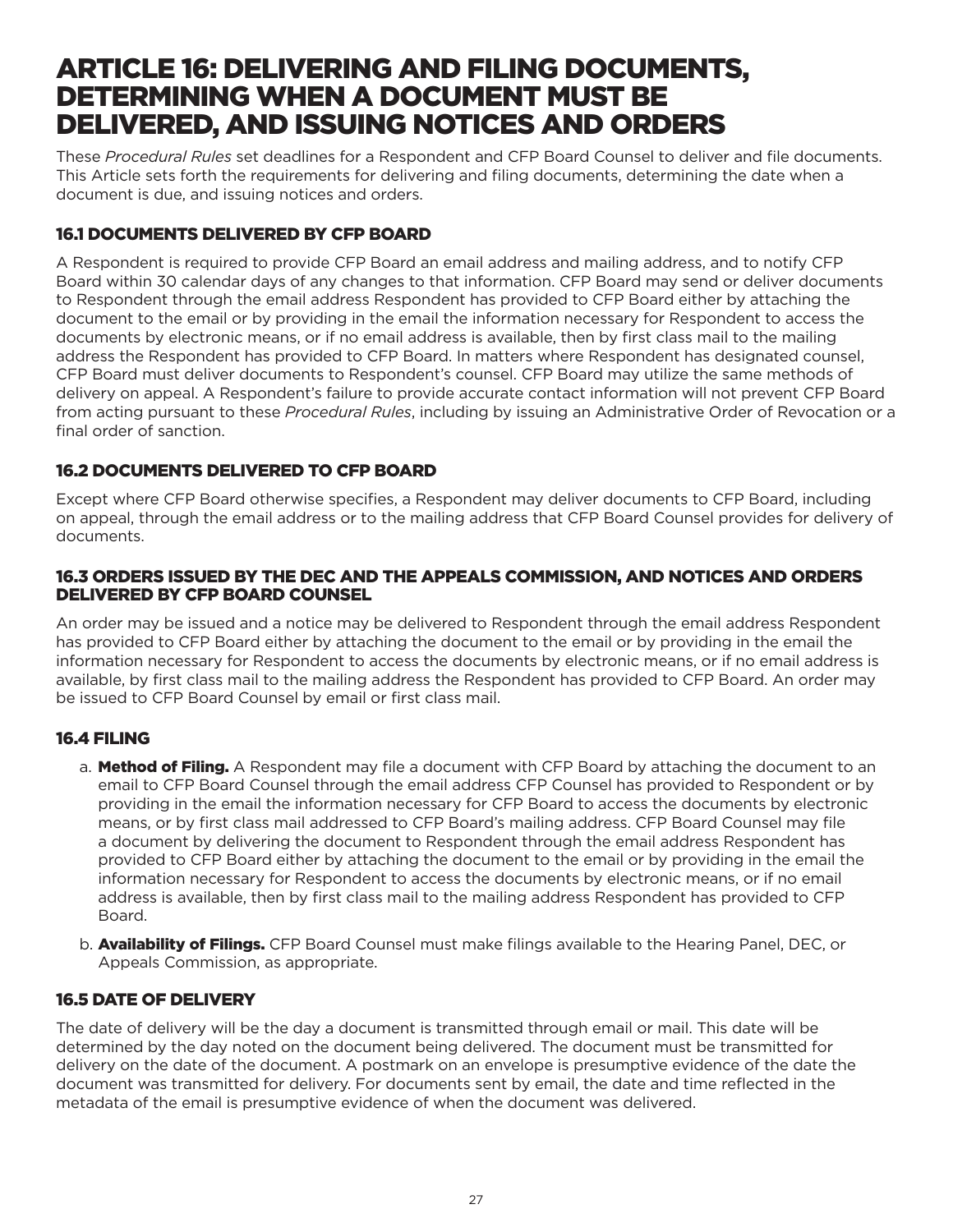# ARTICLE 16: DELIVERING AND FILING DOCUMENTS, DETERMINING WHEN A DOCUMENT MUST BE DELIVERED, AND ISSUING NOTICES AND ORDERS

These *Procedural Rules* set deadlines for a Respondent and CFP Board Counsel to deliver and file documents. This Article sets forth the requirements for delivering and filing documents, determining the date when a document is due, and issuing notices and orders.

## 16.1 DOCUMENTS DELIVERED BY CFP BOARD

A Respondent is required to provide CFP Board an email address and mailing address, and to notify CFP Board within 30 calendar days of any changes to that information. CFP Board may send or deliver documents to Respondent through the email address Respondent has provided to CFP Board either by attaching the document to the email or by providing in the email the information necessary for Respondent to access the documents by electronic means, or if no email address is available, then by first class mail to the mailing address the Respondent has provided to CFP Board. In matters where Respondent has designated counsel, CFP Board must deliver documents to Respondent's counsel. CFP Board may utilize the same methods of delivery on appeal. A Respondent's failure to provide accurate contact information will not prevent CFP Board from acting pursuant to these *Procedural Rules*, including by issuing an Administrative Order of Revocation or a final order of sanction.

## 16.2 DOCUMENTS DELIVERED TO CFP BOARD

Except where CFP Board otherwise specifies, a Respondent may deliver documents to CFP Board, including on appeal, through the email address or to the mailing address that CFP Board Counsel provides for delivery of documents.

## 16.3 ORDERS ISSUED BY THE DEC AND THE APPEALS COMMISSION, AND NOTICES AND ORDERS DELIVERED BY CFP BOARD COUNSEL

An order may be issued and a notice may be delivered to Respondent through the email address Respondent has provided to CFP Board either by attaching the document to the email or by providing in the email the information necessary for Respondent to access the documents by electronic means, or if no email address is available, by first class mail to the mailing address the Respondent has provided to CFP Board. An order may be issued to CFP Board Counsel by email or first class mail.

## 16.4 FILING

a. **Method of Filing.** A Respondent may file a document with CFP Board by attaching the document to an email to CFP Board Counsel through the email address CFP Counsel has provided to Respondent or by providing in the email the information necessary for CFP Board to access the documents by electronic means, or by first class mail addressed to CFP Board's mailing address. CFP Board Counsel may file a document by delivering the document to Respondent through the email address Respondent has provided to CFP Board either by attaching the document to the email or by providing in the email the information necessary for Respondent to access the documents by electronic means, or if no email address is available, then by first class mail to the mailing address Respondent has provided to CFP Board.

b. **Availability of Filings.** CFP Board Counsel must make filings available to the Hearing Panel, DEC, or Appeals Commission, as appropriate.

## 16.5 DATE OF DELIVERY

The date of delivery will be the day a document is transmitted through email or mail. This date will be determined by the day noted on the document being delivered. The document must be transmitted for delivery on the date of the document. A postmark on an envelope is presumptive evidence of the date the document was transmitted for delivery. For documents sent by email, the date and time reflected in the metadata of the email is presumptive evidence of when the document was delivered.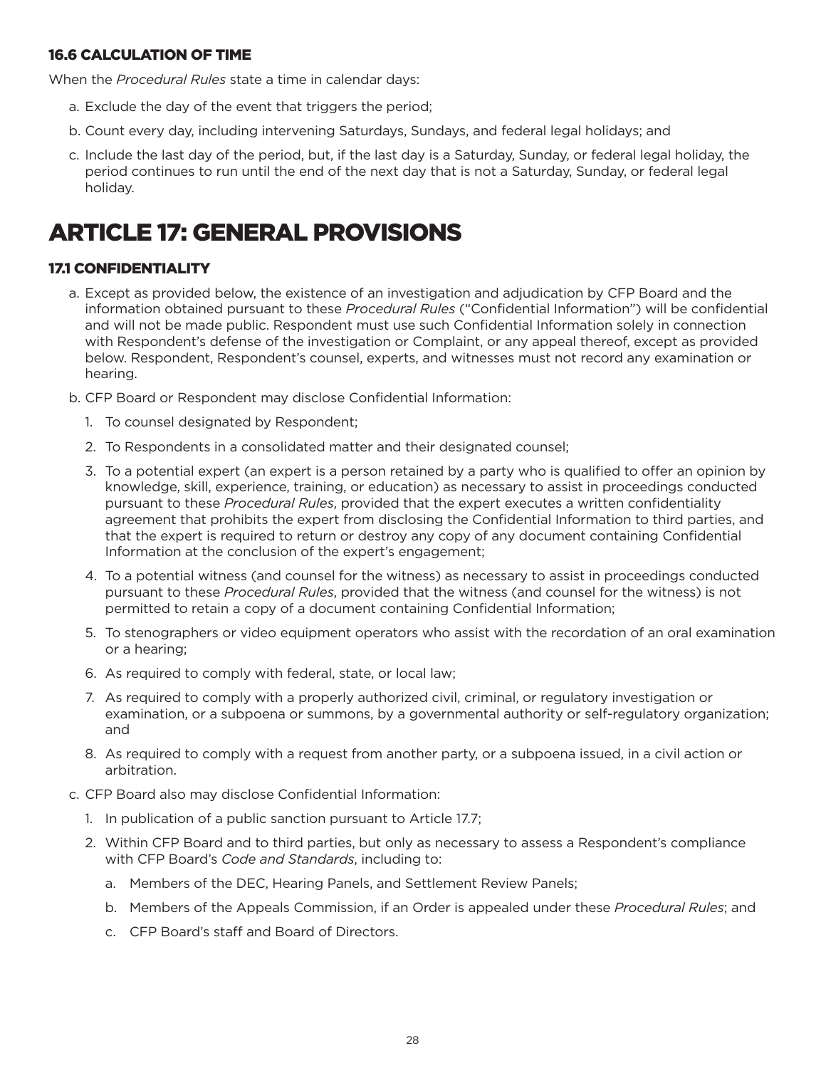### 16.6 CALCULATION OF TIME

When the *Procedural Rules* state a time in calendar days:

a. Exclude the day of the event that triggers the period;

b. Count every day, including intervening Saturdays, Sundays, and federal legal holidays; and

c. Include the last day of the period, but, if the last day is a Saturday, Sunday, or federal legal holiday, the period continues to run until the end of the next day that is not a Saturday, Sunday, or federal legal holiday.

# ARTICLE 17: GENERAL PROVISIONS

### 17.1 CONFIDENTIALITY

a. Except as provided below, the existence of an investigation and adjudication by CFP Board and the information obtained pursuant to these *Procedural Rules* ("Confidential Information") will be confidential and will not be made public. Respondent must use such Confidential Information solely in connection with Respondent's defense of the investigation or Complaint, or any appeal thereof, except as provided below. Respondent, Respondent's counsel, experts, and witnesses must not record any examination or hearing.

b. CFP Board or Respondent may disclose Confidential Information:

   1. To counsel designated by Respondent;
   2. To Respondents in a consolidated matter and their designated counsel;
   3. To a potential expert (an expert is a person retained by a party who is qualified to offer an opinion by knowledge, skill, experience, training, or education) as necessary to assist in proceedings conducted pursuant to these *Procedural Rules*, provided that the expert executes a written confidentiality agreement that prohibits the expert from disclosing the Confidential Information to third parties, and that the expert is required to return or destroy any copy of any document containing Confidential Information at the conclusion of the expert's engagement;
   4. To a potential witness (and counsel for the witness) as necessary to assist in proceedings conducted pursuant to these *Procedural Rules*, provided that the witness (and counsel for the witness) is not permitted to retain a copy of a document containing Confidential Information;
   5. To stenographers or video equipment operators who assist with the recordation of an oral examination or a hearing;
   6. As required to comply with federal, state, or local law;
   7. As required to comply with a properly authorized civil, criminal, or regulatory investigation or examination, or a subpoena or summons, by a governmental authority or self-regulatory organization; and
   8. As required to comply with a request from another party, or a subpoena issued, in a civil action or arbitration.

c. CFP Board also may disclose Confidential Information:

   1. In publication of a public sanction pursuant to Article 17.7;
   2. Within CFP Board and to third parties, but only as necessary to assess a Respondent's compliance with CFP Board's *Code and Standards*, including to:
      a. Members of the DEC, Hearing Panels, and Settlement Review Panels;
      b. Members of the Appeals Commission, if an Order is appealed under these *Procedural Rules*; and
      c. CFP Board's staff and Board of Directors.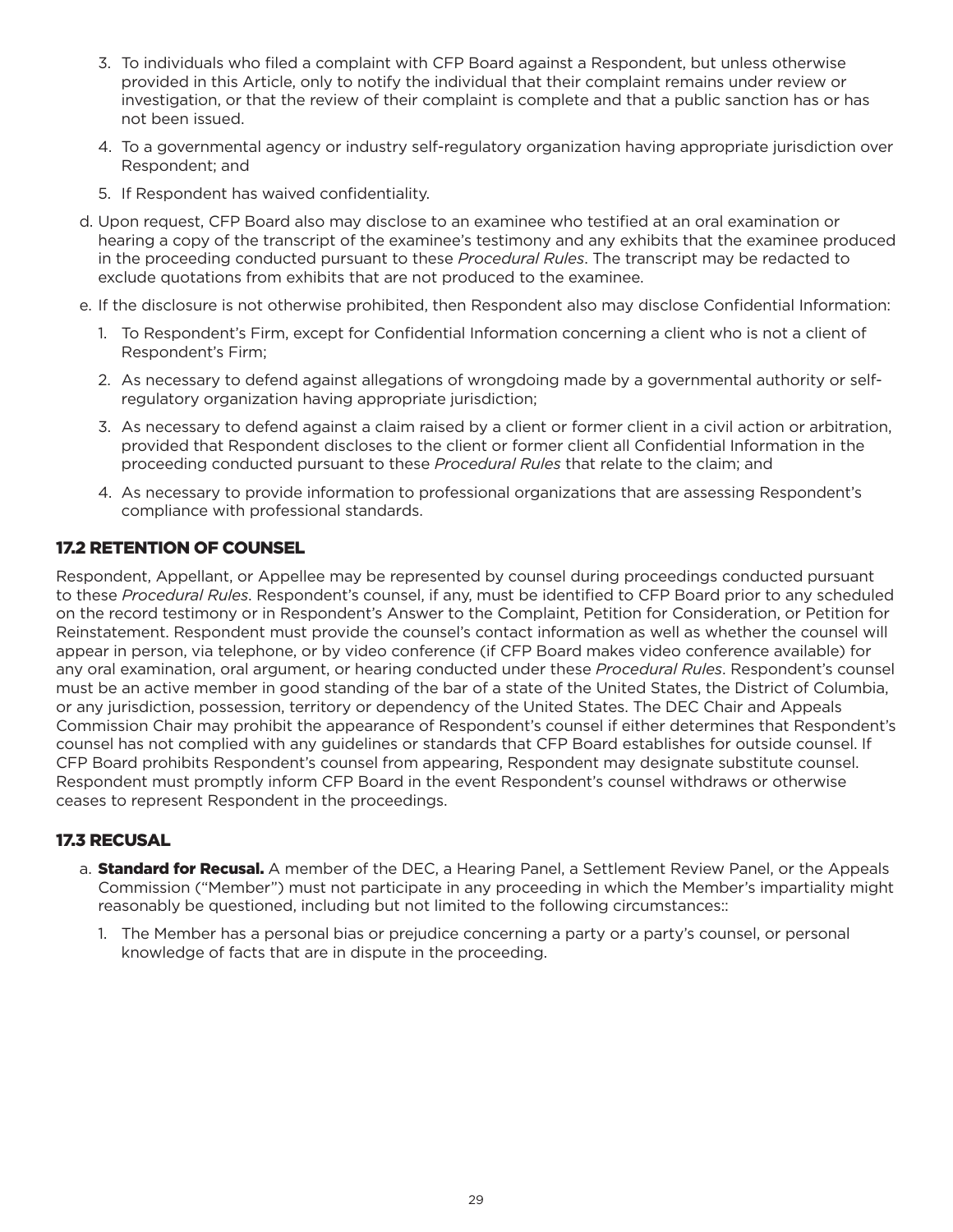3. To individuals who filed a complaint with CFP Board against a Respondent, but unless otherwise provided in this Article, only to notify the individual that their complaint remains under review or investigation, or that the review of their complaint is complete and that a public sanction has or has not been issued.
4. To a governmental agency or industry self-regulatory organization having appropriate jurisdiction over Respondent; and
5. If Respondent has waived confidentiality.

d. Upon request, CFP Board also may disclose to an examinee who testified at an oral examination or hearing a copy of the transcript of the examinee's testimony and any exhibits that the examinee produced in the proceeding conducted pursuant to these *Procedural Rules*. The transcript may be redacted to exclude quotations from exhibits that are not produced to the examinee.

e. If the disclosure is not otherwise prohibited, then Respondent also may disclose Confidential Information:

1. To Respondent's Firm, except for Confidential Information concerning a client who is not a client of Respondent's Firm;
2. As necessary to defend against allegations of wrongdoing made by a governmental authority or self-regulatory organization having appropriate jurisdiction;
3. As necessary to defend against a claim raised by a client or former client in a civil action or arbitration, provided that Respondent discloses to the client or former client all Confidential Information in the proceeding conducted pursuant to these *Procedural Rules* that relate to the claim; and
4. As necessary to provide information to professional organizations that are assessing Respondent's compliance with professional standards.

### 17.2 RETENTION OF COUNSEL

Respondent, Appellant, or Appellee may be represented by counsel during proceedings conducted pursuant to these *Procedural Rules*. Respondent's counsel, if any, must be identified to CFP Board prior to any scheduled on the record testimony or in Respondent's Answer to the Complaint, Petition for Consideration, or Petition for Reinstatement. Respondent must provide the counsel's contact information as well as whether the counsel will appear in person, via telephone, or by video conference (if CFP Board makes video conference available) for any oral examination, oral argument, or hearing conducted under these *Procedural Rules*. Respondent's counsel must be an active member in good standing of the bar of a state of the United States, the District of Columbia, or any jurisdiction, possession, territory or dependency of the United States. The DEC Chair and Appeals Commission Chair may prohibit the appearance of Respondent's counsel if either determines that Respondent's counsel has not complied with any guidelines or standards that CFP Board establishes for outside counsel. If CFP Board prohibits Respondent's counsel from appearing, Respondent may designate substitute counsel. Respondent must promptly inform CFP Board in the event Respondent's counsel withdraws or otherwise ceases to represent Respondent in the proceedings.

### 17.3 RECUSAL

a. **Standard for Recusal.** A member of the DEC, a Hearing Panel, a Settlement Review Panel, or the Appeals Commission ("Member") must not participate in any proceeding in which the Member's impartiality might reasonably be questioned, including but not limited to the following circumstances::

1. The Member has a personal bias or prejudice concerning a party or a party's counsel, or personal knowledge of facts that are in dispute in the proceeding.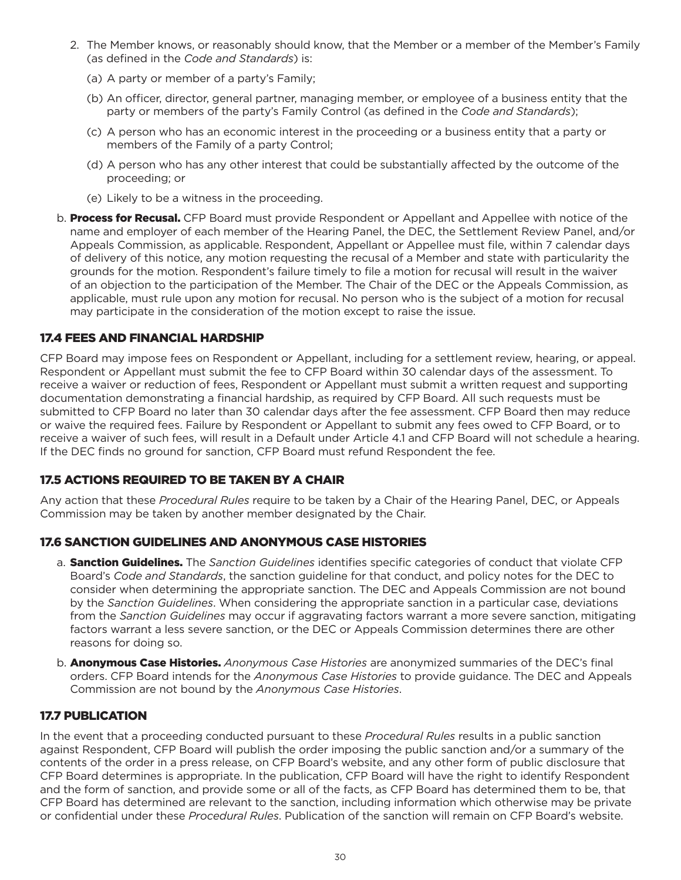2. The Member knows, or reasonably should know, that the Member or a member of the Member's Family (as defined in the *Code and Standards*) is:

   (a) A party or member of a party's Family;

   (b) An officer, director, general partner, managing member, or employee of a business entity that the party or members of the party's Family Control (as defined in the *Code and Standards*);

   (c) A person who has an economic interest in the proceeding or a business entity that a party or members of the Family of a party Control;

   (d) A person who has any other interest that could be substantially affected by the outcome of the proceeding; or

   (e) Likely to be a witness in the proceeding.

b. **Process for Recusal.** CFP Board must provide Respondent or Appellant and Appellee with notice of the name and employer of each member of the Hearing Panel, the DEC, the Settlement Review Panel, and/or Appeals Commission, as applicable. Respondent, Appellant or Appellee must file, within 7 calendar days of delivery of this notice, any motion requesting the recusal of a Member and state with particularity the grounds for the motion. Respondent's failure timely to file a motion for recusal will result in the waiver of an objection to the participation of the Member. The Chair of the DEC or the Appeals Commission, as applicable, must rule upon any motion for recusal. No person who is the subject of a motion for recusal may participate in the consideration of the motion except to raise the issue.

## 17.4 FEES AND FINANCIAL HARDSHIP

CFP Board may impose fees on Respondent or Appellant, including for a settlement review, hearing, or appeal. Respondent or Appellant must submit the fee to CFP Board within 30 calendar days of the assessment. To receive a waiver or reduction of fees, Respondent or Appellant must submit a written request and supporting documentation demonstrating a financial hardship, as required by CFP Board. All such requests must be submitted to CFP Board no later than 30 calendar days after the fee assessment. CFP Board then may reduce or waive the required fees. Failure by Respondent or Appellant to submit any fees owed to CFP Board, or to receive a waiver of such fees, will result in a Default under Article 4.1 and CFP Board will not schedule a hearing. If the DEC finds no ground for sanction, CFP Board must refund Respondent the fee.

## 17.5 ACTIONS REQUIRED TO BE TAKEN BY A CHAIR

Any action that these *Procedural Rules* require to be taken by a Chair of the Hearing Panel, DEC, or Appeals Commission may be taken by another member designated by the Chair.

## 17.6 SANCTION GUIDELINES AND ANONYMOUS CASE HISTORIES

a. **Sanction Guidelines.** The *Sanction Guidelines* identifies specific categories of conduct that violate CFP Board's *Code and Standards*, the sanction guideline for that conduct, and policy notes for the DEC to consider when determining the appropriate sanction. The DEC and Appeals Commission are not bound by the *Sanction Guidelines*. When considering the appropriate sanction in a particular case, deviations from the *Sanction Guidelines* may occur if aggravating factors warrant a more severe sanction, mitigating factors warrant a less severe sanction, or the DEC or Appeals Commission determines there are other reasons for doing so.

b. **Anonymous Case Histories.** *Anonymous Case Histories* are anonymized summaries of the DEC's final orders. CFP Board intends for the *Anonymous Case Histories* to provide guidance. The DEC and Appeals Commission are not bound by the *Anonymous Case Histories*.

## 17.7 PUBLICATION

In the event that a proceeding conducted pursuant to these *Procedural Rules* results in a public sanction against Respondent, CFP Board will publish the order imposing the public sanction and/or a summary of the contents of the order in a press release, on CFP Board's website, and any other form of public disclosure that CFP Board determines is appropriate. In the publication, CFP Board will have the right to identify Respondent and the form of sanction, and provide some or all of the facts, as CFP Board has determined them to be, that CFP Board has determined are relevant to the sanction, including information which otherwise may be private or confidential under these *Procedural Rules*. Publication of the sanction will remain on CFP Board's website.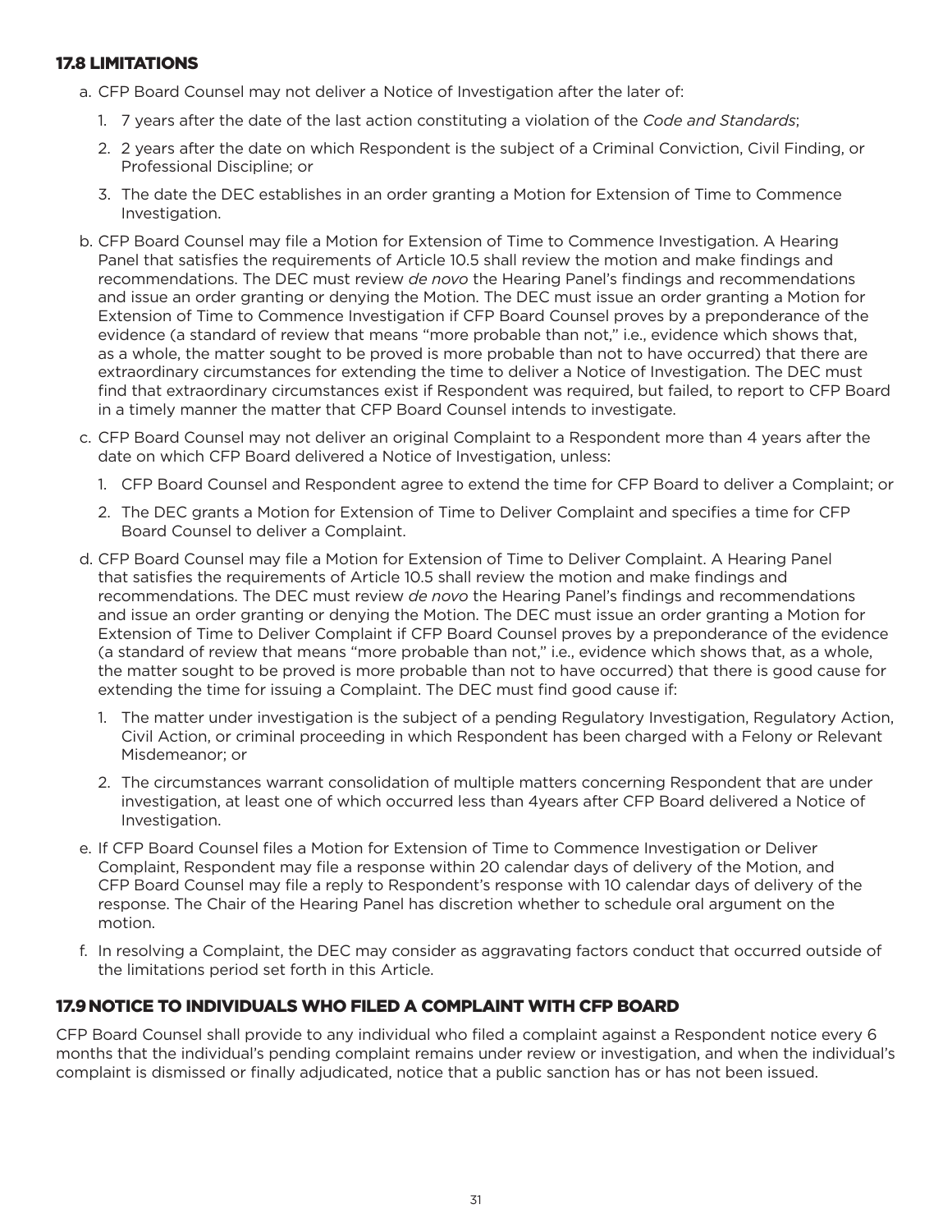## 17.8 LIMITATIONS

a. CFP Board Counsel may not deliver a Notice of Investigation after the later of:

   1. 7 years after the date of the last action constituting a violation of the *Code and Standards*;
   2. 2 years after the date on which Respondent is the subject of a Criminal Conviction, Civil Finding, or Professional Discipline; or
   3. The date the DEC establishes in an order granting a Motion for Extension of Time to Commence Investigation.

b. CFP Board Counsel may file a Motion for Extension of Time to Commence Investigation. A Hearing Panel that satisfies the requirements of Article 10.5 shall review the motion and make findings and recommendations. The DEC must review *de novo* the Hearing Panel's findings and recommendations and issue an order granting or denying the Motion. The DEC must issue an order granting a Motion for Extension of Time to Commence Investigation if CFP Board Counsel proves by a preponderance of the evidence (a standard of review that means "more probable than not," i.e., evidence which shows that, as a whole, the matter sought to be proved is more probable than not to have occurred) that there are extraordinary circumstances for extending the time to deliver a Notice of Investigation. The DEC must find that extraordinary circumstances exist if Respondent was required, but failed, to report to CFP Board in a timely manner the matter that CFP Board Counsel intends to investigate.

c. CFP Board Counsel may not deliver an original Complaint to a Respondent more than 4 years after the date on which CFP Board delivered a Notice of Investigation, unless:

   1. CFP Board Counsel and Respondent agree to extend the time for CFP Board to deliver a Complaint; or
   2. The DEC grants a Motion for Extension of Time to Deliver Complaint and specifies a time for CFP Board Counsel to deliver a Complaint.

d. CFP Board Counsel may file a Motion for Extension of Time to Deliver Complaint. A Hearing Panel that satisfies the requirements of Article 10.5 shall review the motion and make findings and recommendations. The DEC must review *de novo* the Hearing Panel's findings and recommendations and issue an order granting or denying the Motion. The DEC must issue an order granting a Motion for Extension of Time to Deliver Complaint if CFP Board Counsel proves by a preponderance of the evidence (a standard of review that means "more probable than not," i.e., evidence which shows that, as a whole, the matter sought to be proved is more probable than not to have occurred) that there is good cause for extending the time for issuing a Complaint. The DEC must find good cause if:

   1. The matter under investigation is the subject of a pending Regulatory Investigation, Regulatory Action, Civil Action, or criminal proceeding in which Respondent has been charged with a Felony or Relevant Misdemeanor; or
   2. The circumstances warrant consolidation of multiple matters concerning Respondent that are under investigation, at least one of which occurred less than 4years after CFP Board delivered a Notice of Investigation.

e. If CFP Board Counsel files a Motion for Extension of Time to Commence Investigation or Deliver Complaint, Respondent may file a response within 20 calendar days of delivery of the Motion, and CFP Board Counsel may file a reply to Respondent's response with 10 calendar days of delivery of the response. The Chair of the Hearing Panel has discretion whether to schedule oral argument on the motion.

f. In resolving a Complaint, the DEC may consider as aggravating factors conduct that occurred outside of the limitations period set forth in this Article.

## 17.9 NOTICE TO INDIVIDUALS WHO FILED A COMPLAINT WITH CFP BOARD

CFP Board Counsel shall provide to any individual who filed a complaint against a Respondent notice every 6 months that the individual's pending complaint remains under review or investigation, and when the individual's complaint is dismissed or finally adjudicated, notice that a public sanction has or has not been issued.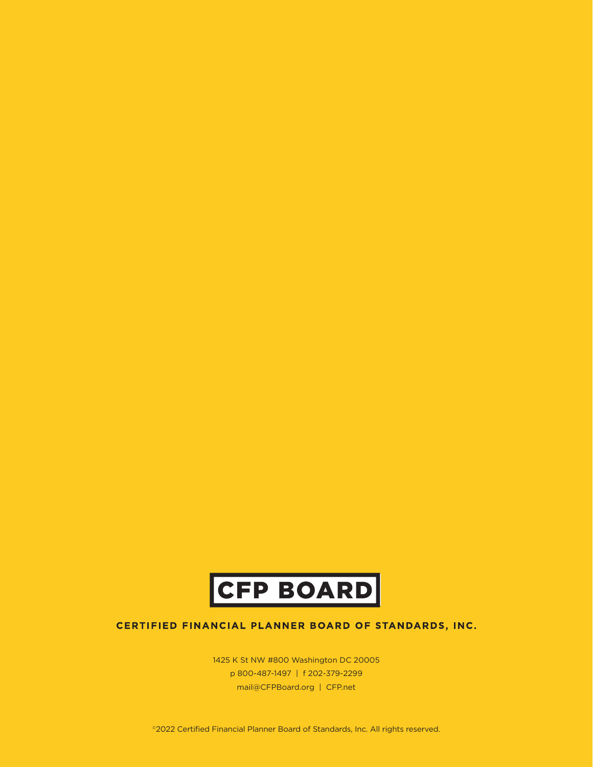CFP BOARD

**CERTIFIED FINANCIAL PLANNER BOARD OF STANDARDS, INC.**

1425 K St NW #800 Washington DC 20005
p 800-487-1497 | f 202-379-2299
mail@CFPBoard.org | CFP.net

©2022 Certified Financial Planner Board of Standards, Inc. All rights reserved.